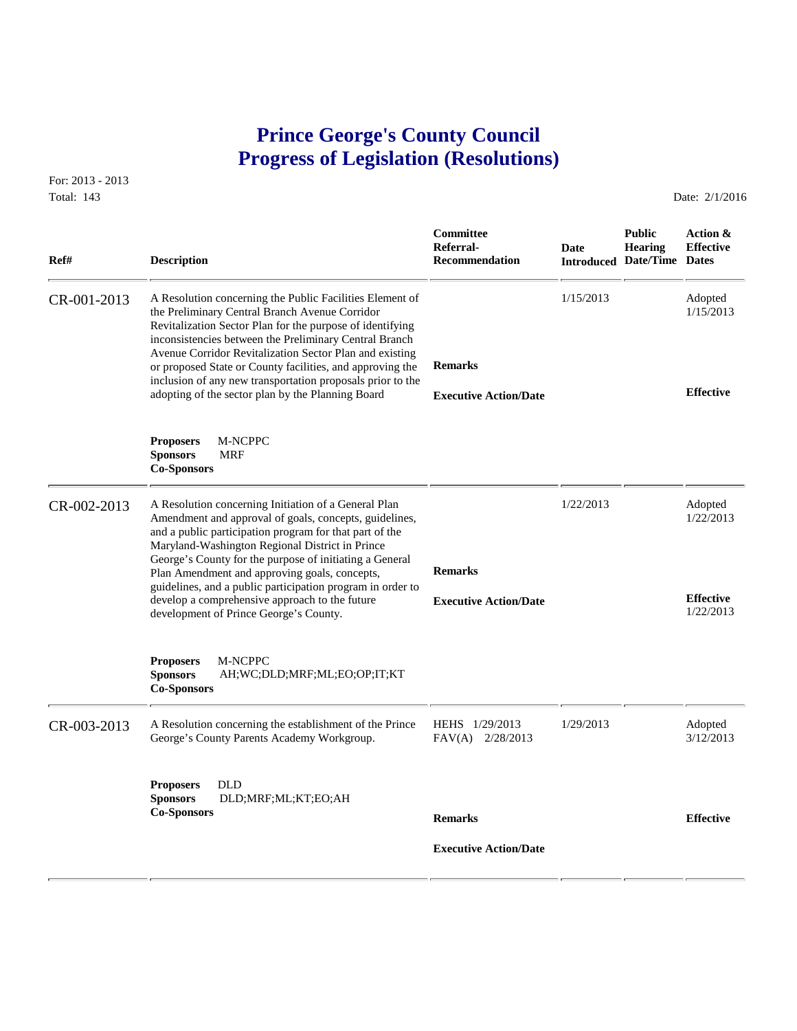# Prince George's County Council
# Progress of Legislation (Resolutions)

For: 2013 - 2013
Total: 143

Date: 2/1/2016

| Ref# | Description | Committee Referral-Recommendation | Date Introduced | Public Hearing Date/Time | Action & Effective Dates |
|---|---|---|---|---|---|
| CR-001-2013 | A Resolution concerning the Public Facilities Element of the Preliminary Central Branch Avenue Corridor Revitalization Sector Plan for the purpose of identifying inconsistencies between the Preliminary Central Branch Avenue Corridor Revitalization Sector Plan and existing or proposed State or County facilities, and approving the inclusion of any new transportation proposals prior to the adopting of the sector plan by the Planning Board<br><br>**Proposers** M-NCPPC<br>**Sponsors** MRF<br>**Co-Sponsors** | **Remarks**<br><br>**Executive Action/Date** | 1/15/2013 | | Adopted 1/15/2013<br><br>**Effective** |
| CR-002-2013 | A Resolution concerning Initiation of a General Plan Amendment and approval of goals, concepts, guidelines, and a public participation program for that part of the Maryland-Washington Regional District in Prince George's County for the purpose of initiating a General Plan Amendment and approving goals, concepts, guidelines, and a public participation program in order to develop a comprehensive approach to the future development of Prince George's County.<br><br>**Proposers** M-NCPPC<br>**Sponsors** AH;WC;DLD;MRF;ML;EO;OP;IT;KT<br>**Co-Sponsors** | **Remarks**<br><br>**Executive Action/Date** | 1/22/2013 | | Adopted 1/22/2013<br><br>**Effective** 1/22/2013 |
| CR-003-2013 | A Resolution concerning the establishment of the Prince George's County Parents Academy Workgroup.<br><br>**Proposers** DLD<br>**Sponsors** DLD;MRF;ML;KT;EO;AH<br>**Co-Sponsors** | HEHS 1/29/2013<br>FAV(A) 2/28/2013<br><br>**Remarks**<br><br>**Executive Action/Date** | 1/29/2013 | | Adopted 3/12/2013<br><br>**Effective** |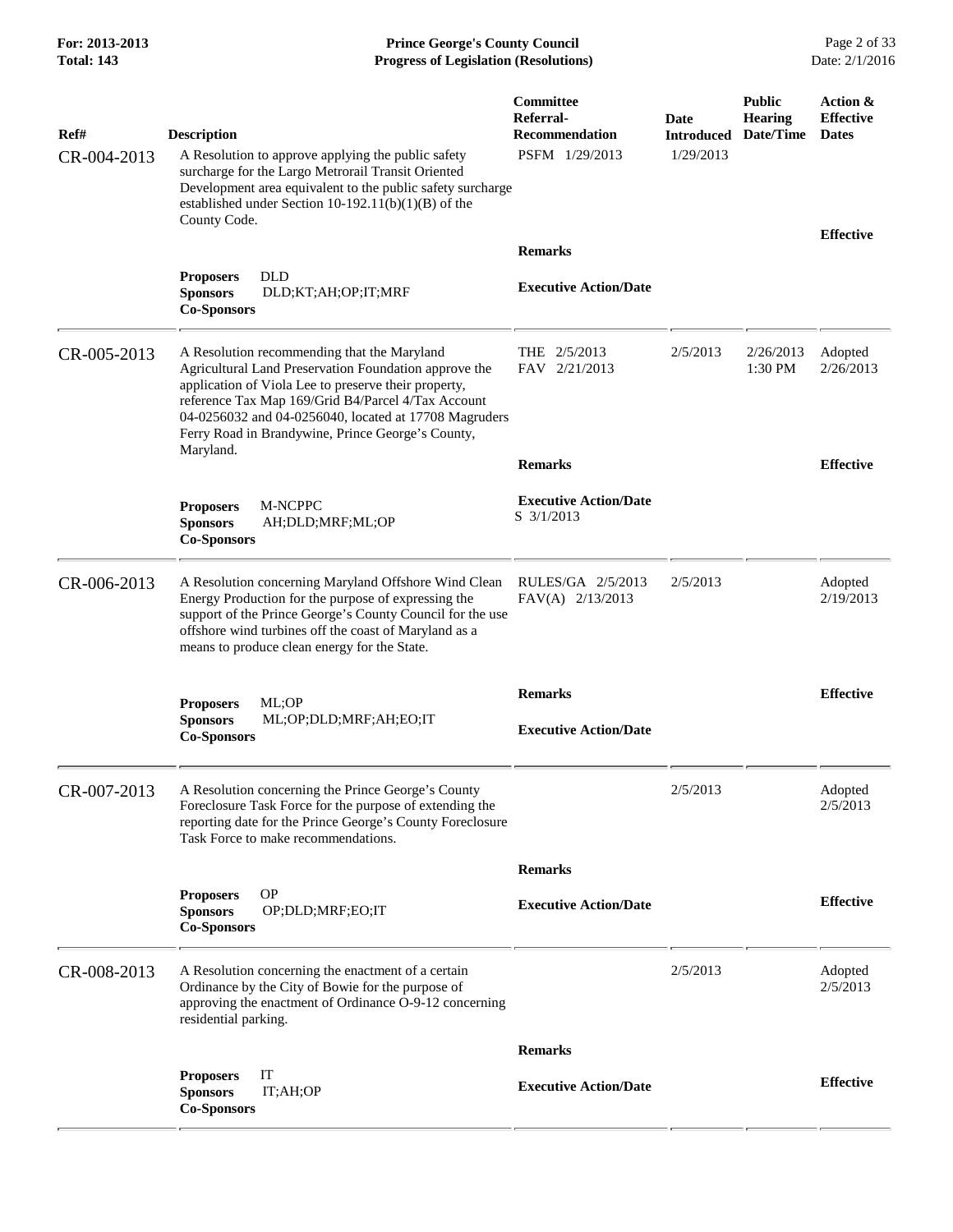| Ref# | Description | Committee Referral-Recommendation | Date Introduced | Public Hearing Date/Time | Action & Effective Dates |
|---|---|---|---|---|---|
| CR-004-2013 | A Resolution to approve applying the public safety surcharge for the Largo Metrorail Transit Oriented Development area equivalent to the public safety surcharge established under Section 10-192.11(b)(1)(B) of the County Code. | PSFM 1/29/2013 | 1/29/2013 | | |
| | | **Remarks** | | | **Effective** |
| | **Proposers** DLD **Sponsors** DLD;KT;AH;OP;IT;MRF **Co-Sponsors** | **Executive Action/Date** | | | |
| CR-005-2013 | A Resolution recommending that the Maryland Agricultural Land Preservation Foundation approve the application of Viola Lee to preserve their property, reference Tax Map 169/Grid B4/Parcel 4/Tax Account 04-0256032 and 04-0256040, located at 17708 Magruders Ferry Road in Brandywine, Prince George's County, Maryland. | THE 2/5/2013 FAV 2/21/2013 | 2/5/2013 | 2/26/2013 1:30 PM | Adopted 2/26/2013 |
| | | **Remarks** | | | **Effective** |
| | **Proposers** M-NCPPC **Sponsors** AH;DLD;MRF;ML;OP **Co-Sponsors** | **Executive Action/Date** S 3/1/2013 | | | |
| CR-006-2013 | A Resolution concerning Maryland Offshore Wind Clean Energy Production for the purpose of expressing the support of the Prince George's County Council for the use offshore wind turbines off the coast of Maryland as a means to produce clean energy for the State. | RULES/GA 2/5/2013 FAV(A) 2/13/2013 | 2/5/2013 | | Adopted 2/19/2013 |
| | | **Remarks** | | | **Effective** |
| | **Proposers** ML;OP **Sponsors** ML;OP;DLD;MRF;AH;EO;IT **Co-Sponsors** | **Executive Action/Date** | | | |
| CR-007-2013 | A Resolution concerning the Prince George's County Foreclosure Task Force for the purpose of extending the reporting date for the Prince George's County Foreclosure Task Force to make recommendations. | | 2/5/2013 | | Adopted 2/5/2013 |
| | | **Remarks** | | | |
| | **Proposers** OP **Sponsors** OP;DLD;MRF;EO;IT **Co-Sponsors** | **Executive Action/Date** | | | **Effective** |
| CR-008-2013 | A Resolution concerning the enactment of a certain Ordinance by the City of Bowie for the purpose of approving the enactment of Ordinance O-9-12 concerning residential parking. | | 2/5/2013 | | Adopted 2/5/2013 |
| | | **Remarks** | | | |
| | **Proposers** IT **Sponsors** IT;AH;OP **Co-Sponsors** | **Executive Action/Date** | | | **Effective** |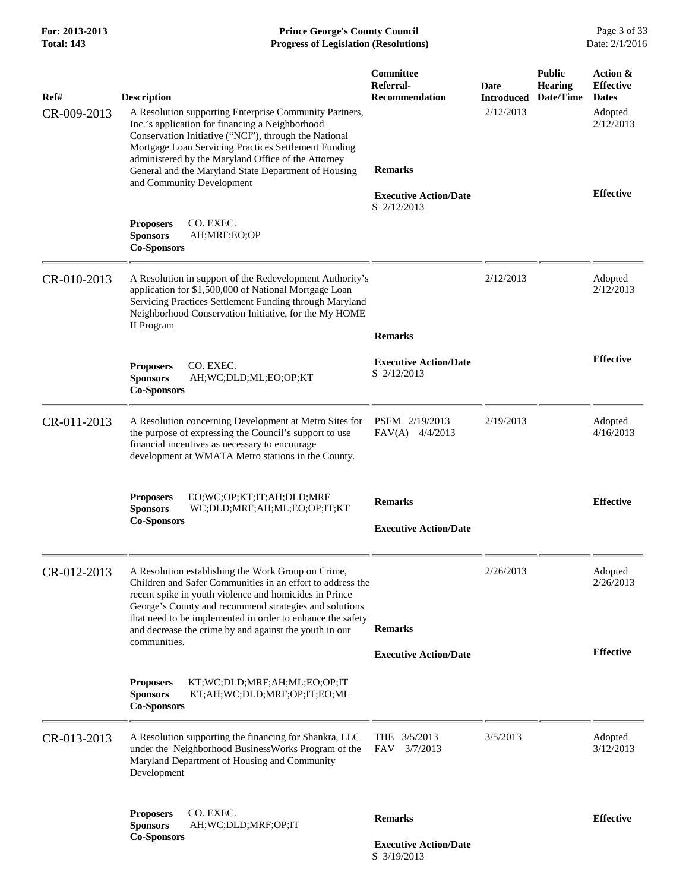| Ref# | Description | Committee Referral-Recommendation | Date Introduced | Public Hearing Date/Time | Action & Effective Dates |
|---|---|---|---|---|---|
| CR-009-2013 | A Resolution supporting Enterprise Community Partners, Inc.'s application for financing a Neighborhood Conservation Initiative ("NCI"), through the National Mortgage Loan Servicing Practices Settlement Funding administered by the Maryland Office of the Attorney General and the Maryland State Department of Housing and Community Development | | 2/12/2013 | | Adopted 2/12/2013 |
| | | **Remarks** | | | |
| | | **Executive Action/Date** S 2/12/2013 | | | **Effective** |
| | **Proposers** CO. EXEC. **Sponsors** AH;MRF;EO;OP **Co-Sponsors** | | | | |
| CR-010-2013 | A Resolution in support of the Redevelopment Authority's application for $1,500,000 of National Mortgage Loan Servicing Practices Settlement Funding through Maryland Neighborhood Conservation Initiative, for the My HOME II Program | | 2/12/2013 | | Adopted 2/12/2013 |
| | | **Remarks** | | | |
| | **Proposers** CO. EXEC. **Sponsors** AH;WC;DLD;ML;EO;OP;KT **Co-Sponsors** | **Executive Action/Date** S 2/12/2013 | | | **Effective** |
| CR-011-2013 | A Resolution concerning Development at Metro Sites for the purpose of expressing the Council's support to use financial incentives as necessary to encourage development at WMATA Metro stations in the County. | PSFM 2/19/2013 FAV(A) 4/4/2013 | 2/19/2013 | | Adopted 4/16/2013 |
| | **Proposers** EO;WC;OP;KT;IT;AH;DLD;MRF **Sponsors** WC;DLD;MRF;AH;ML;EO;OP;IT;KT **Co-Sponsors** | **Remarks** | | | **Effective** |
| | | **Executive Action/Date** | | | |
| CR-012-2013 | A Resolution establishing the Work Group on Crime, Children and Safer Communities in an effort to address the recent spike in youth violence and homicides in Prince George's County and recommend strategies and solutions that need to be implemented in order to enhance the safety and decrease the crime by and against the youth in our communities. | | 2/26/2013 | | Adopted 2/26/2013 |
| | | **Remarks** | | | |
| | | **Executive Action/Date** | | | **Effective** |
| | **Proposers** KT;WC;DLD;MRF;AH;ML;EO;OP;IT **Sponsors** KT;AH;WC;DLD;MRF;OP;IT;EO;ML **Co-Sponsors** | | | | |
| CR-013-2013 | A Resolution supporting the financing for Shankra, LLC under the Neighborhood BusinessWorks Program of the Maryland Department of Housing and Community Development | THE 3/5/2013 FAV 3/7/2013 | 3/5/2013 | | Adopted 3/12/2013 |
| | **Proposers** CO. EXEC. **Sponsors** AH;WC;DLD;MRF;OP;IT **Co-Sponsors** | **Remarks** | | | **Effective** |
| | | **Executive Action/Date** S 3/19/2013 | | | |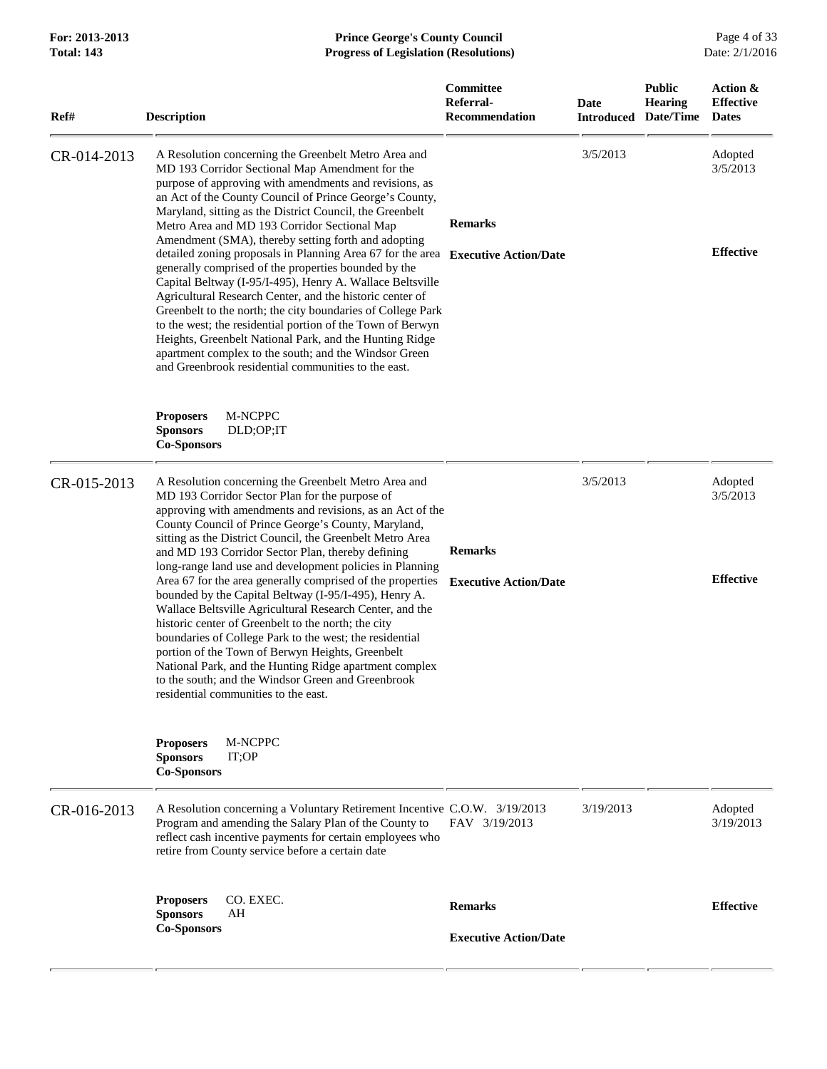| Ref# | Description | Committee Referral-Recommendation | Date Introduced | Public Hearing Date/Time | Action & Effective Dates |
|---|---|---|---|---|---|
| CR-014-2013 | A Resolution concerning the Greenbelt Metro Area and MD 193 Corridor Sectional Map Amendment for the purpose of approving with amendments and revisions, as an Act of the County Council of Prince George's County, Maryland, sitting as the District Council, the Greenbelt Metro Area and MD 193 Corridor Sectional Map Amendment (SMA), thereby setting forth and adopting detailed zoning proposals in Planning Area 67 for the area generally comprised of the properties bounded by the Capital Beltway (I-95/I-495), Henry A. Wallace Beltsville Agricultural Research Center, and the historic center of Greenbelt to the north; the city boundaries of College Park to the west; the residential portion of the Town of Berwyn Heights, Greenbelt National Park, and the Hunting Ridge apartment complex to the south; and the Windsor Green and Greenbrook residential communities to the east.<br><br>**Proposers** M-NCPPC<br>**Sponsors** DLD;OP;IT<br>**Co-Sponsors** | **Remarks**<br><br>**Executive Action/Date** | 3/5/2013 | | Adopted 3/5/2013<br><br>**Effective** |
| CR-015-2013 | A Resolution concerning the Greenbelt Metro Area and MD 193 Corridor Sector Plan for the purpose of approving with amendments and revisions, as an Act of the County Council of Prince George's County, Maryland, sitting as the District Council, the Greenbelt Metro Area and MD 193 Corridor Sector Plan, thereby defining long-range land use and development policies in Planning Area 67 for the area generally comprised of the properties bounded by the Capital Beltway (I-95/I-495), Henry A. Wallace Beltsville Agricultural Research Center, and the historic center of Greenbelt to the north; the city boundaries of College Park to the west; the residential portion of the Town of Berwyn Heights, Greenbelt National Park, and the Hunting Ridge apartment complex to the south; and the Windsor Green and Greenbrook residential communities to the east.<br><br>**Proposers** M-NCPPC<br>**Sponsors** IT;OP<br>**Co-Sponsors** | **Remarks**<br><br>**Executive Action/Date** | 3/5/2013 | | Adopted 3/5/2013<br><br>**Effective** |
| CR-016-2013 | A Resolution concerning a Voluntary Retirement Incentive Program and amending the Salary Plan of the County to reflect cash incentive payments for certain employees who retire from County service before a certain date<br><br>**Proposers** CO. EXEC.<br>**Sponsors** AH<br>**Co-Sponsors** | C.O.W. 3/19/2013<br>FAV 3/19/2013<br><br>**Remarks**<br><br>**Executive Action/Date** | 3/19/2013 | | Adopted 3/19/2013<br><br>**Effective** |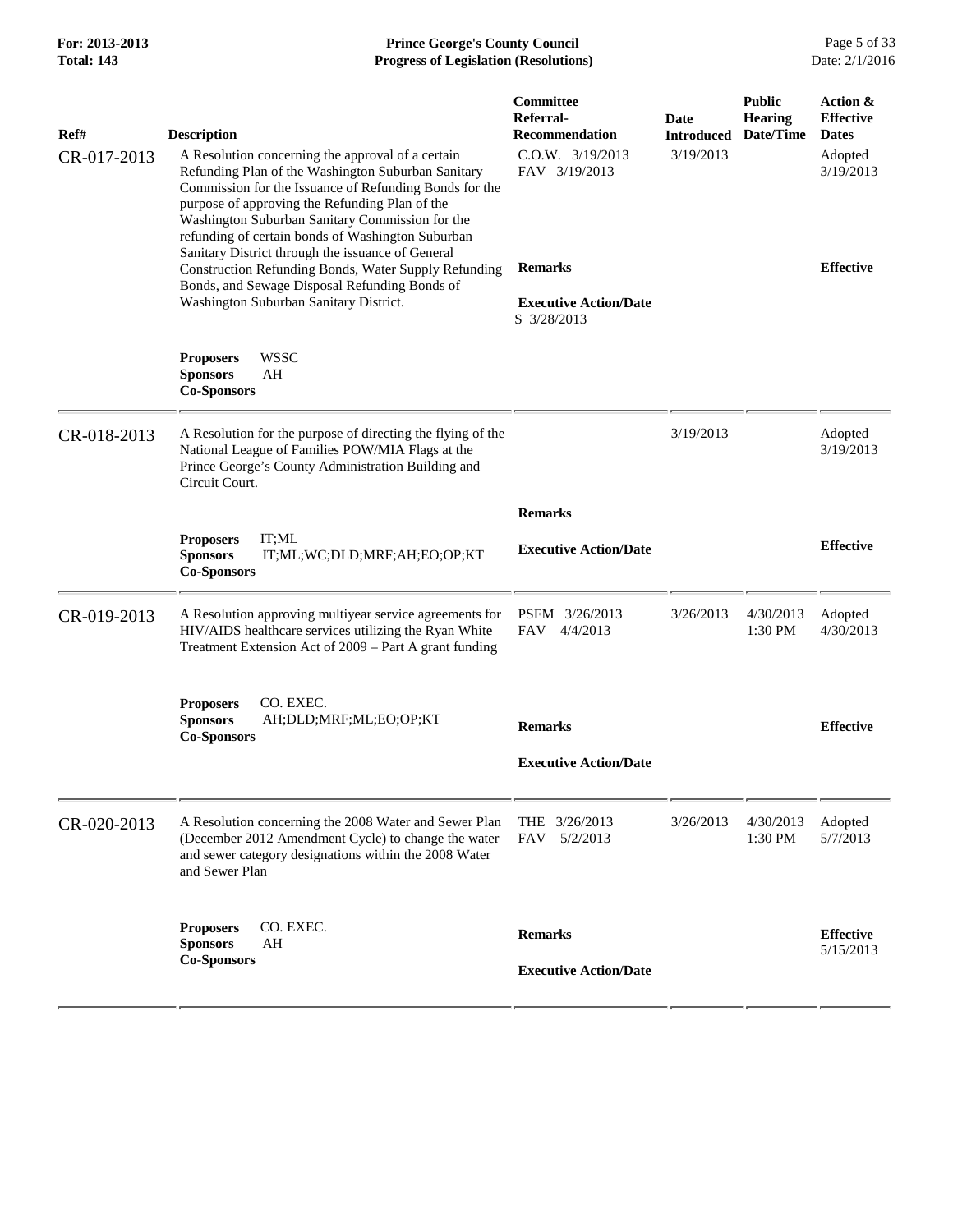| Ref# | Description | Committee Referral-Recommendation | Date Introduced | Public Hearing Date/Time | Action & Effective Dates |
|---|---|---|---|---|---|
| CR-017-2013 | A Resolution concerning the approval of a certain Refunding Plan of the Washington Suburban Sanitary Commission for the Issuance of Refunding Bonds for the purpose of approving the Refunding Plan of the Washington Suburban Sanitary Commission for the refunding of certain bonds of Washington Suburban Sanitary District through the issuance of General Construction Refunding Bonds, Water Supply Refunding Bonds, and Sewage Disposal Refunding Bonds of Washington Suburban Sanitary District. | C.O.W. 3/19/2013<br>FAV 3/19/2013 | 3/19/2013 | | Adopted<br>3/19/2013 |
| | | **Remarks** | | | **Effective** |
| | | **Executive Action/Date**<br>S 3/28/2013 | | | |
| | **Proposers** WSSC<br>**Sponsors** AH<br>**Co-Sponsors** | | | | |
| CR-018-2013 | A Resolution for the purpose of directing the flying of the National League of Families POW/MIA Flags at the Prince George's County Administration Building and Circuit Court. | | 3/19/2013 | | Adopted<br>3/19/2013 |
| | | **Remarks** | | | |
| | **Proposers** IT;ML<br>**Sponsors** IT;ML;WC;DLD;MRF;AH;EO;OP;KT<br>**Co-Sponsors** | **Executive Action/Date** | | | **Effective** |
| CR-019-2013 | A Resolution approving multiyear service agreements for HIV/AIDS healthcare services utilizing the Ryan White Treatment Extension Act of 2009 – Part A grant funding | PSFM 3/26/2013<br>FAV 4/4/2013 | 3/26/2013 | 4/30/2013<br>1:30 PM | Adopted<br>4/30/2013 |
| | **Proposers** CO. EXEC.<br>**Sponsors** AH;DLD;MRF;ML;EO;OP;KT<br>**Co-Sponsors** | **Remarks** | | | **Effective** |
| | | **Executive Action/Date** | | | |
| CR-020-2013 | A Resolution concerning the 2008 Water and Sewer Plan (December 2012 Amendment Cycle) to change the water and sewer category designations within the 2008 Water and Sewer Plan | THE 3/26/2013<br>FAV 5/2/2013 | 3/26/2013 | 4/30/2013<br>1:30 PM | Adopted<br>5/7/2013 |
| | **Proposers** CO. EXEC.<br>**Sponsors** AH<br>**Co-Sponsors** | **Remarks** | | | **Effective**<br>5/15/2013 |
| | | **Executive Action/Date** | | | |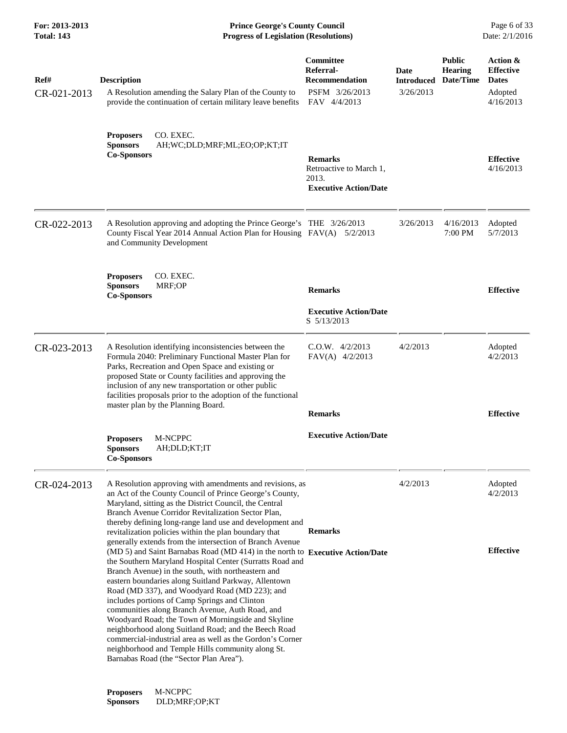| Ref# | Description | Committee Referral-Recommendation | Date Introduced | Public Hearing Date/Time | Action & Effective Dates |
|---|---|---|---|---|---|
| CR-021-2013 | A Resolution amending the Salary Plan of the County to provide the continuation of certain military leave benefits | PSFM 3/26/2013<br>FAV 4/4/2013 | 3/26/2013 | | Adopted 4/16/2013 |
| | **Proposers** CO. EXEC.<br>**Sponsors** AH;WC;DLD;MRF;ML;EO;OP;KT;IT<br>**Co-Sponsors** | **Remarks**<br>Retroactive to March 1, 2013.<br>**Executive Action/Date** | | | **Effective** 4/16/2013 |
| CR-022-2013 | A Resolution approving and adopting the Prince George's County Fiscal Year 2014 Annual Action Plan for Housing and Community Development | THE 3/26/2013<br>FAV(A) 5/2/2013 | 3/26/2013 | 4/16/2013 7:00 PM | Adopted 5/7/2013 |
| | **Proposers** CO. EXEC.<br>**Sponsors** MRF;OP<br>**Co-Sponsors** | **Remarks**<br>**Executive Action/Date**<br>S 5/13/2013 | | | **Effective** |
| CR-023-2013 | A Resolution identifying inconsistencies between the Formula 2040: Preliminary Functional Master Plan for Parks, Recreation and Open Space and existing or proposed State or County facilities and approving the inclusion of any new transportation or other public facilities proposals prior to the adoption of the functional master plan by the Planning Board. | C.O.W. 4/2/2013<br>FAV(A) 4/2/2013 | 4/2/2013 | | Adopted 4/2/2013 |
| | **Proposers** M-NCPPC<br>**Sponsors** AH;DLD;KT;IT<br>**Co-Sponsors** | **Remarks**<br>**Executive Action/Date** | | | **Effective** |
| CR-024-2013 | A Resolution approving with amendments and revisions, as an Act of the County Council of Prince George's County, Maryland, sitting as the District Council, the Central Branch Avenue Corridor Revitalization Sector Plan, thereby defining long-range land use and development and revitalization policies within the plan boundary that generally extends from the intersection of Branch Avenue (MD 5) and Saint Barnabas Road (MD 414) in the north to the Southern Maryland Hospital Center (Surratts Road and Branch Avenue) in the south, with northeastern and eastern boundaries along Suitland Parkway, Allentown Road (MD 337), and Woodyard Road (MD 223); and includes portions of Camp Springs and Clinton communities along Branch Avenue, Auth Road, and Woodyard Road; the Town of Morningside and Skyline neighborhood along Suitland Road; and the Beech Road commercial-industrial area as well as the Gordon's Corner neighborhood and Temple Hills community along St. Barnabas Road (the "Sector Plan Area"). | | 4/2/2013 | | Adopted 4/2/2013 |
| | **Proposers** M-NCPPC<br>**Sponsors** DLD;MRF;OP;KT | **Remarks**<br>**Executive Action/Date** | | | **Effective** |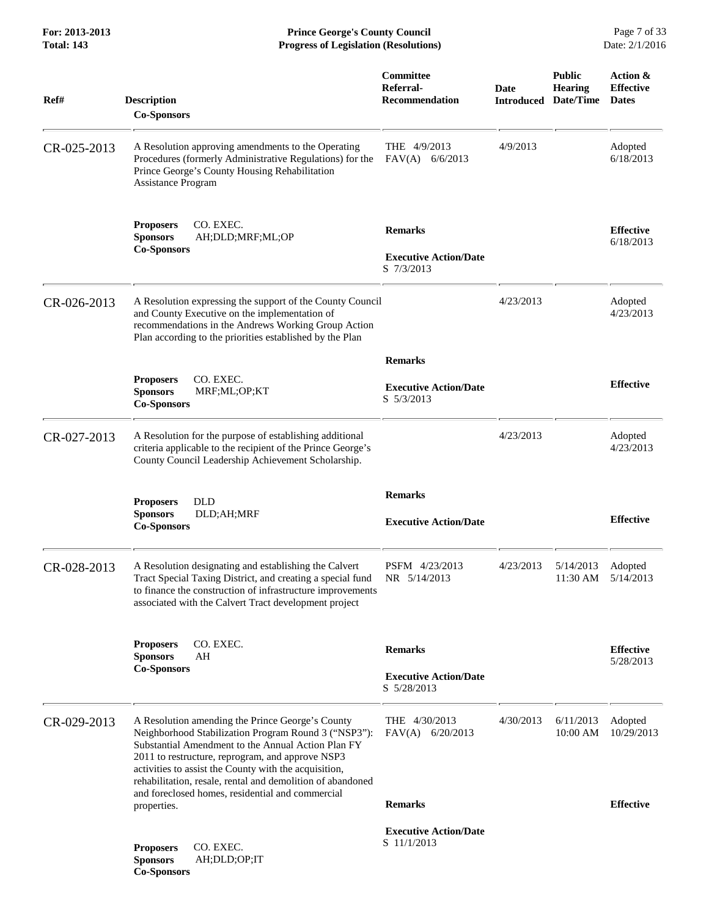| Ref# | Description / Co-Sponsors | Committee Referral-Recommendation | Date Introduced | Public Hearing Date/Time | Action & Effective Dates |
|---|---|---|---|---|---|
| CR-025-2013 | A Resolution approving amendments to the Operating Procedures (formerly Administrative Regulations) for the Prince George's County Housing Rehabilitation Assistance Program<br><br>**Proposers** CO. EXEC.<br>**Sponsors** AH;DLD;MRF;ML;OP<br>**Co-Sponsors** | THE 4/9/2013<br>FAV(A) 6/6/2013<br><br>**Remarks**<br><br>**Executive Action/Date**<br>S 7/3/2013 | 4/9/2013 | | Adopted 6/18/2013<br><br>**Effective** 6/18/2013 |
| CR-026-2013 | A Resolution expressing the support of the County Council and County Executive on the implementation of recommendations in the Andrews Working Group Action Plan according to the priorities established by the Plan<br><br>**Proposers** CO. EXEC.<br>**Sponsors** MRF;ML;OP;KT<br>**Co-Sponsors** | **Remarks**<br><br>**Executive Action/Date**<br>S 5/3/2013 | 4/23/2013 | | Adopted 4/23/2013<br><br>**Effective** |
| CR-027-2013 | A Resolution for the purpose of establishing additional criteria applicable to the recipient of the Prince George's County Council Leadership Achievement Scholarship.<br><br>**Proposers** DLD<br>**Sponsors** DLD;AH;MRF<br>**Co-Sponsors** | **Remarks**<br><br>**Executive Action/Date** | 4/23/2013 | | Adopted 4/23/2013<br><br>**Effective** |
| CR-028-2013 | A Resolution designating and establishing the Calvert Tract Special Taxing District, and creating a special fund to finance the construction of infrastructure improvements associated with the Calvert Tract development project<br><br>**Proposers** CO. EXEC.<br>**Sponsors** AH<br>**Co-Sponsors** | PSFM 4/23/2013<br>NR 5/14/2013<br><br>**Remarks**<br><br>**Executive Action/Date**<br>S 5/28/2013 | 4/23/2013 | 5/14/2013 11:30 AM | Adopted 5/14/2013<br><br>**Effective** 5/28/2013 |
| CR-029-2013 | A Resolution amending the Prince George's County Neighborhood Stabilization Program Round 3 ("NSP3"): Substantial Amendment to the Annual Action Plan FY 2011 to restructure, reprogram, and approve NSP3 activities to assist the County with the acquisition, rehabilitation, resale, rental and demolition of abandoned and foreclosed homes, residential and commercial properties.<br><br>**Proposers** CO. EXEC.<br>**Sponsors** AH;DLD;OP;IT<br>**Co-Sponsors** | THE 4/30/2013<br>FAV(A) 6/20/2013<br><br>**Remarks**<br><br>**Executive Action/Date**<br>S 11/1/2013 | 4/30/2013 | 6/11/2013 10:00 AM | Adopted 10/29/2013<br><br>**Effective** |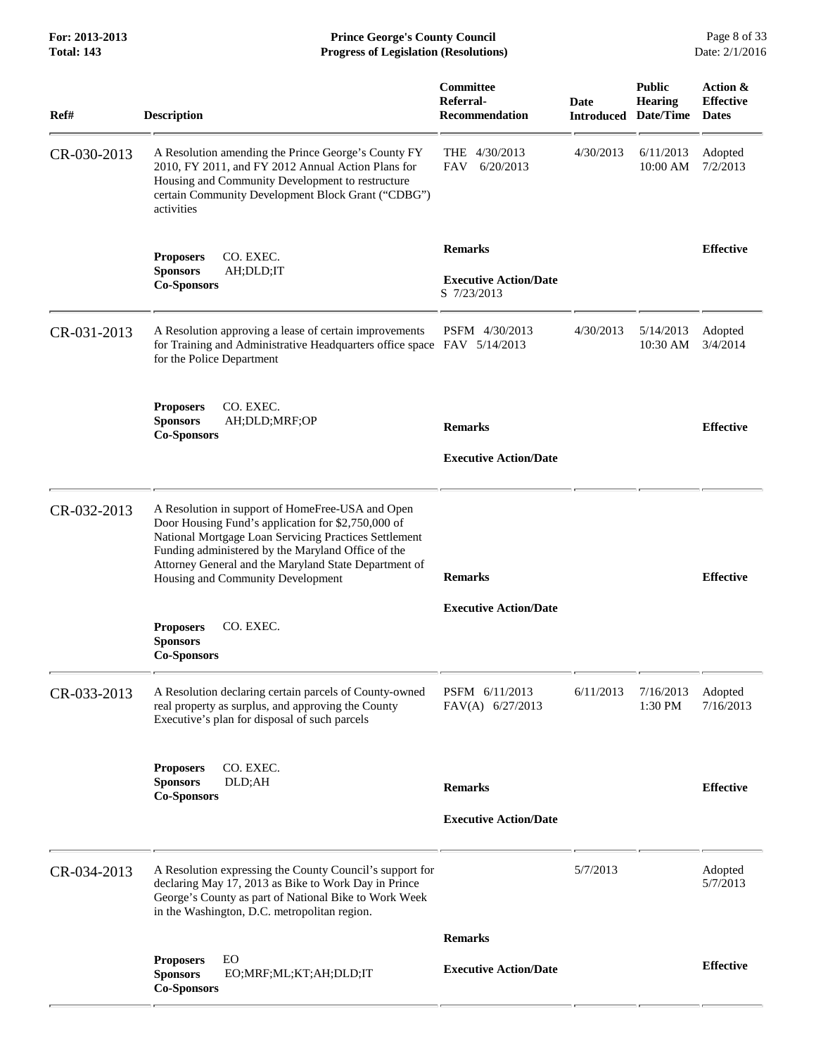| Ref# | Description | Committee Referral-Recommendation | Date Introduced | Public Hearing Date/Time | Action & Effective Dates |
|---|---|---|---|---|---|
| CR-030-2013 | A Resolution amending the Prince George's County FY 2010, FY 2011, and FY 2012 Annual Action Plans for Housing and Community Development to restructure certain Community Development Block Grant ("CDBG") activities | THE 4/30/2013<br>FAV 6/20/2013 | 4/30/2013 | 6/11/2013 10:00 AM | Adopted 7/2/2013 |
| | **Proposers** CO. EXEC.<br>**Sponsors** AH;DLD;IT<br>**Co-Sponsors** | **Remarks**<br><br>**Executive Action/Date**<br>S 7/23/2013 | | | **Effective** |
| CR-031-2013 | A Resolution approving a lease of certain improvements for Training and Administrative Headquarters office space for the Police Department | PSFM 4/30/2013<br>FAV 5/14/2013 | 4/30/2013 | 5/14/2013 10:30 AM | Adopted 3/4/2014 |
| | **Proposers** CO. EXEC.<br>**Sponsors** AH;DLD;MRF;OP<br>**Co-Sponsors** | **Remarks**<br><br>**Executive Action/Date** | | | **Effective** |
| CR-032-2013 | A Resolution in support of HomeFree-USA and Open Door Housing Fund's application for $2,750,000 of National Mortgage Loan Servicing Practices Settlement Funding administered by the Maryland Office of the Attorney General and the Maryland State Department of Housing and Community Development | | | | |
| | **Proposers** CO. EXEC.<br>**Sponsors**<br>**Co-Sponsors** | **Remarks**<br><br>**Executive Action/Date** | | | **Effective** |
| CR-033-2013 | A Resolution declaring certain parcels of County-owned real property as surplus, and approving the County Executive's plan for disposal of such parcels | PSFM 6/11/2013<br>FAV(A) 6/27/2013 | 6/11/2013 | 7/16/2013 1:30 PM | Adopted 7/16/2013 |
| | **Proposers** CO. EXEC.<br>**Sponsors** DLD;AH<br>**Co-Sponsors** | **Remarks**<br><br>**Executive Action/Date** | | | **Effective** |
| CR-034-2013 | A Resolution expressing the County Council's support for declaring May 17, 2013 as Bike to Work Day in Prince George's County as part of National Bike to Work Week in the Washington, D.C. metropolitan region. | | 5/7/2013 | | Adopted 5/7/2013 |
| | **Proposers** EO<br>**Sponsors** EO;MRF;ML;KT;AH;DLD;IT<br>**Co-Sponsors** | **Remarks**<br><br>**Executive Action/Date** | | | **Effective** |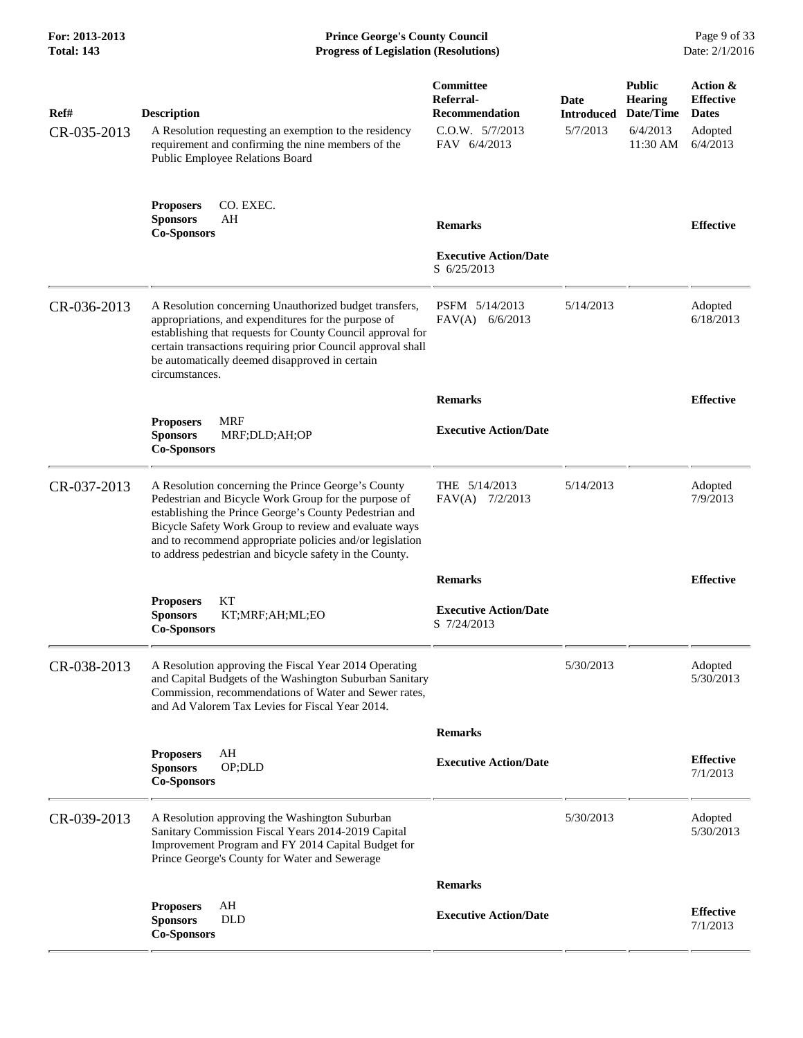| Ref# | Description | Committee Referral-Recommendation | Date Introduced | Public Hearing Date/Time | Action & Effective Dates |
|---|---|---|---|---|---|
| CR-035-2013 | A Resolution requesting an exemption to the residency requirement and confirming the nine members of the Public Employee Relations Board | C.O.W. 5/7/2013<br>FAV 6/4/2013 | 5/7/2013 | 6/4/2013<br>11:30 AM | Adopted<br>6/4/2013 |
| | **Proposers** CO. EXEC.<br>**Sponsors** AH<br>**Co-Sponsors** | **Remarks**<br><br>**Executive Action/Date**<br>S 6/25/2013 | | | **Effective** |
| CR-036-2013 | A Resolution concerning Unauthorized budget transfers, appropriations, and expenditures for the purpose of establishing that requests for County Council approval for certain transactions requiring prior Council approval shall be automatically deemed disapproved in certain circumstances. | PSFM 5/14/2013<br>FAV(A) 6/6/2013 | 5/14/2013 | | Adopted<br>6/18/2013 |
| | **Proposers** MRF<br>**Sponsors** MRF;DLD;AH;OP<br>**Co-Sponsors** | **Remarks**<br><br>**Executive Action/Date** | | | **Effective** |
| CR-037-2013 | A Resolution concerning the Prince George's County Pedestrian and Bicycle Work Group for the purpose of establishing the Prince George's County Pedestrian and Bicycle Safety Work Group to review and evaluate ways and to recommend appropriate policies and/or legislation to address pedestrian and bicycle safety in the County. | THE 5/14/2013<br>FAV(A) 7/2/2013 | 5/14/2013 | | Adopted<br>7/9/2013 |
| | **Proposers** KT<br>**Sponsors** KT;MRF;AH;ML;EO<br>**Co-Sponsors** | **Remarks**<br><br>**Executive Action/Date**<br>S 7/24/2013 | | | **Effective** |
| CR-038-2013 | A Resolution approving the Fiscal Year 2014 Operating and Capital Budgets of the Washington Suburban Sanitary Commission, recommendations of Water and Sewer rates, and Ad Valorem Tax Levies for Fiscal Year 2014. | | 5/30/2013 | | Adopted<br>5/30/2013 |
| | **Proposers** AH<br>**Sponsors** OP;DLD<br>**Co-Sponsors** | **Remarks**<br><br>**Executive Action/Date** | | | **Effective**<br>7/1/2013 |
| CR-039-2013 | A Resolution approving the Washington Suburban Sanitary Commission Fiscal Years 2014-2019 Capital Improvement Program and FY 2014 Capital Budget for Prince George's County for Water and Sewerage | | 5/30/2013 | | Adopted<br>5/30/2013 |
| | **Proposers** AH<br>**Sponsors** DLD<br>**Co-Sponsors** | **Remarks**<br><br>**Executive Action/Date** | | | **Effective**<br>7/1/2013 |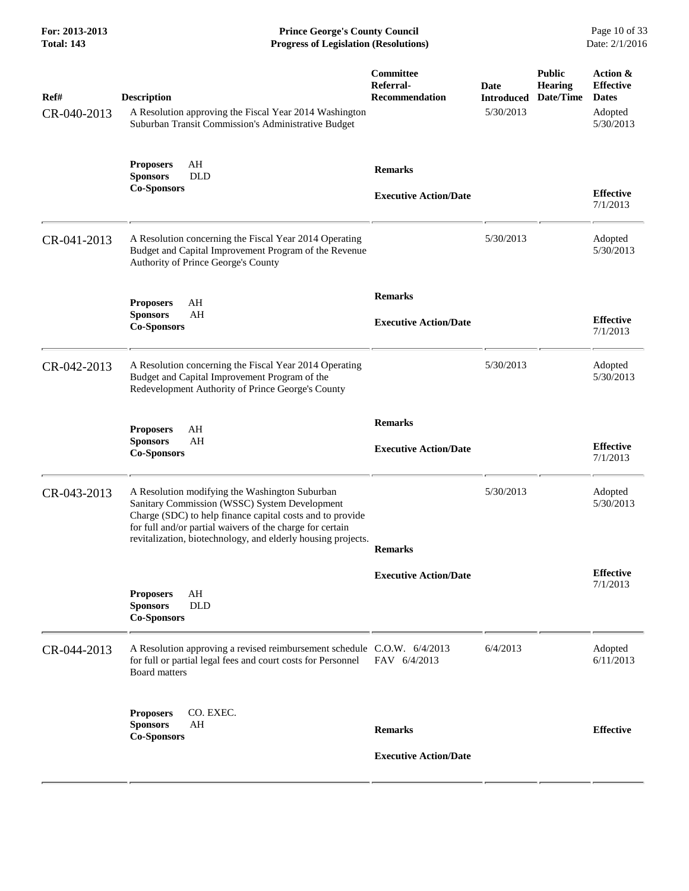| Ref# | Description | Committee Referral-Recommendation | Date Introduced | Public Hearing Date/Time | Action & Effective Dates |
|---|---|---|---|---|---|
| CR-040-2013 | A Resolution approving the Fiscal Year 2014 Washington Suburban Transit Commission's Administrative Budget | | 5/30/2013 | | Adopted 5/30/2013 |
| | **Proposers** AH<br>**Sponsors** DLD<br>**Co-Sponsors** | **Remarks**<br><br>**Executive Action/Date** | | | **Effective** 7/1/2013 |
| CR-041-2013 | A Resolution concerning the Fiscal Year 2014 Operating Budget and Capital Improvement Program of the Revenue Authority of Prince George's County | | 5/30/2013 | | Adopted 5/30/2013 |
| | **Proposers** AH<br>**Sponsors** AH<br>**Co-Sponsors** | **Remarks**<br><br>**Executive Action/Date** | | | **Effective** 7/1/2013 |
| CR-042-2013 | A Resolution concerning the Fiscal Year 2014 Operating Budget and Capital Improvement Program of the Redevelopment Authority of Prince George's County | | 5/30/2013 | | Adopted 5/30/2013 |
| | **Proposers** AH<br>**Sponsors** AH<br>**Co-Sponsors** | **Remarks**<br><br>**Executive Action/Date** | | | **Effective** 7/1/2013 |
| CR-043-2013 | A Resolution modifying the Washington Suburban Sanitary Commission (WSSC) System Development Charge (SDC) to help finance capital costs and to provide for full and/or partial waivers of the charge for certain revitalization, biotechnology, and elderly housing projects. | | 5/30/2013 | | Adopted 5/30/2013 |
| | **Proposers** AH<br>**Sponsors** DLD<br>**Co-Sponsors** | **Remarks**<br><br>**Executive Action/Date** | | | **Effective** 7/1/2013 |
| CR-044-2013 | A Resolution approving a revised reimbursement schedule for full or partial legal fees and court costs for Personnel Board matters | C.O.W. 6/4/2013<br>FAV 6/4/2013 | 6/4/2013 | | Adopted 6/11/2013 |
| | **Proposers** CO. EXEC.<br>**Sponsors** AH<br>**Co-Sponsors** | **Remarks**<br><br>**Executive Action/Date** | | | **Effective** |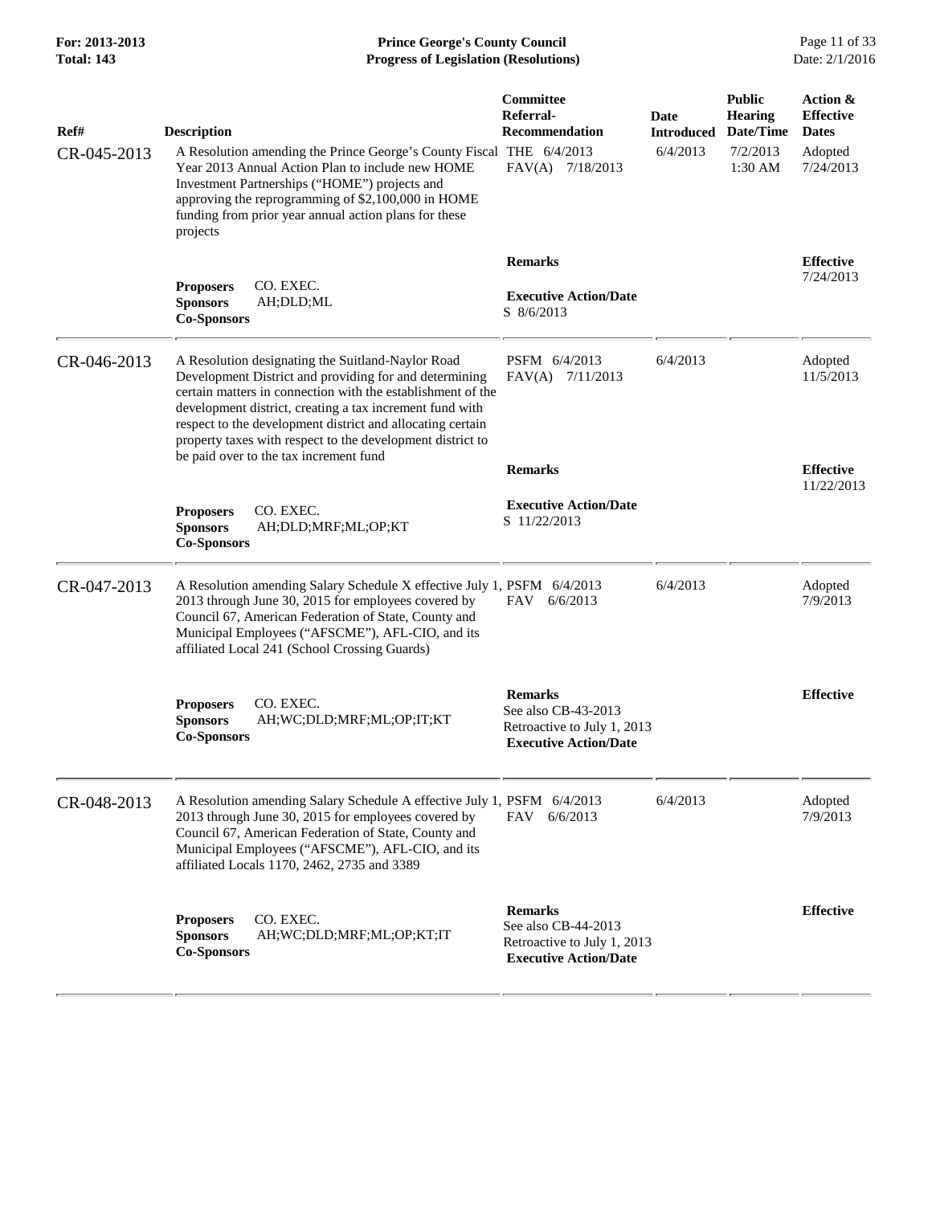| Ref# | Description | Committee Referral-Recommendation | Date Introduced | Public Hearing Date/Time | Action & Effective Dates |
|---|---|---|---|---|---|
| CR-045-2013 | A Resolution amending the Prince George's County Fiscal Year 2013 Annual Action Plan to include new HOME Investment Partnerships ("HOME") projects and approving the reprogramming of $2,100,000 in HOME funding from prior year annual action plans for these projects | THE 6/4/2013<br>FAV(A) 7/18/2013 | 6/4/2013 | 7/2/2013<br>1:30 AM | Adopted<br>7/24/2013 |
| | **Proposers** CO. EXEC.<br>**Sponsors** AH;DLD;ML<br>**Co-Sponsors** | **Remarks**<br><br>**Executive Action/Date**<br>S 8/6/2013 | | | **Effective**<br>7/24/2013 |
| CR-046-2013 | A Resolution designating the Suitland-Naylor Road Development District and providing for and determining certain matters in connection with the establishment of the development district, creating a tax increment fund with respect to the development district and allocating certain property taxes with respect to the development district to be paid over to the tax increment fund | PSFM 6/4/2013<br>FAV(A) 7/11/2013 | 6/4/2013 | | Adopted<br>11/5/2013 |
| | **Proposers** CO. EXEC.<br>**Sponsors** AH;DLD;MRF;ML;OP;KT<br>**Co-Sponsors** | **Remarks**<br><br>**Executive Action/Date**<br>S 11/22/2013 | | | **Effective**<br>11/22/2013 |
| CR-047-2013 | A Resolution amending Salary Schedule X effective July 1, 2013 through June 30, 2015 for employees covered by Council 67, American Federation of State, County and Municipal Employees ("AFSCME"), AFL-CIO, and its affiliated Local 241 (School Crossing Guards) | PSFM 6/4/2013<br>FAV 6/6/2013 | 6/4/2013 | | Adopted<br>7/9/2013 |
| | **Proposers** CO. EXEC.<br>**Sponsors** AH;WC;DLD;MRF;ML;OP;IT;KT<br>**Co-Sponsors** | **Remarks**<br>See also CB-43-2013<br>Retroactive to July 1, 2013<br>**Executive Action/Date** | | | **Effective** |
| CR-048-2013 | A Resolution amending Salary Schedule A effective July 1, 2013 through June 30, 2015 for employees covered by Council 67, American Federation of State, County and Municipal Employees ("AFSCME"), AFL-CIO, and its affiliated Locals 1170, 2462, 2735 and 3389 | PSFM 6/4/2013<br>FAV 6/6/2013 | 6/4/2013 | | Adopted<br>7/9/2013 |
| | **Proposers** CO. EXEC.<br>**Sponsors** AH;WC;DLD;MRF;ML;OP;KT;IT<br>**Co-Sponsors** | **Remarks**<br>See also CB-44-2013<br>Retroactive to July 1, 2013<br>**Executive Action/Date** | | | **Effective** |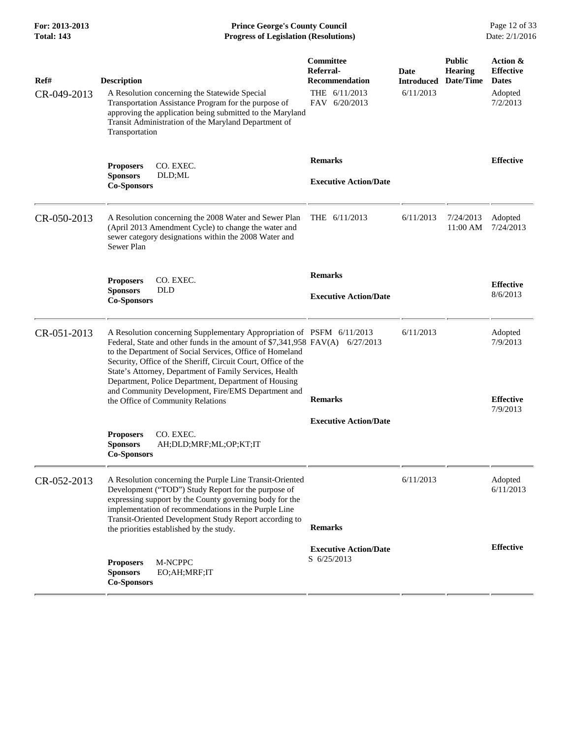| Ref# | Description | Committee Referral-Recommendation | Date Introduced | Public Hearing Date/Time | Action & Effective Dates |
|---|---|---|---|---|---|
| CR-049-2013 | A Resolution concerning the Statewide Special Transportation Assistance Program for the purpose of approving the application being submitted to the Maryland Transit Administration of the Maryland Department of Transportation | THE 6/11/2013<br>FAV 6/20/2013 | 6/11/2013 | | Adopted 7/2/2013 |
| | **Proposers** CO. EXEC.<br>**Sponsors** DLD;ML<br>**Co-Sponsors** | **Remarks**<br><br>**Executive Action/Date** | | | **Effective** |
| CR-050-2013 | A Resolution concerning the 2008 Water and Sewer Plan (April 2013 Amendment Cycle) to change the water and sewer category designations within the 2008 Water and Sewer Plan | THE 6/11/2013 | 6/11/2013 | 7/24/2013 11:00 AM | Adopted 7/24/2013 |
| | **Proposers** CO. EXEC.<br>**Sponsors** DLD<br>**Co-Sponsors** | **Remarks**<br><br>**Executive Action/Date** | | | **Effective** 8/6/2013 |
| CR-051-2013 | A Resolution concerning Supplementary Appropriation of Federal, State and other funds in the amount of $7,341,958 to the Department of Social Services, Office of Homeland Security, Office of the Sheriff, Circuit Court, Office of the State's Attorney, Department of Family Services, Health Department, Police Department, Department of Housing and Community Development, Fire/EMS Department and the Office of Community Relations | PSFM 6/11/2013<br>FAV(A) 6/27/2013 | 6/11/2013 | | Adopted 7/9/2013 |
| | **Proposers** CO. EXEC.<br>**Sponsors** AH;DLD;MRF;ML;OP;KT;IT<br>**Co-Sponsors** | **Remarks**<br><br>**Executive Action/Date** | | | **Effective** 7/9/2013 |
| CR-052-2013 | A Resolution concerning the Purple Line Transit-Oriented Development ("TOD") Study Report for the purpose of expressing support by the County governing body for the implementation of recommendations in the Purple Line Transit-Oriented Development Study Report according to the priorities established by the study. | | 6/11/2013 | | Adopted 6/11/2013 |
| | **Proposers** M-NCPPC<br>**Sponsors** EO;AH;MRF;IT<br>**Co-Sponsors** | **Remarks**<br><br>**Executive Action/Date**<br>S 6/25/2013 | | | **Effective** |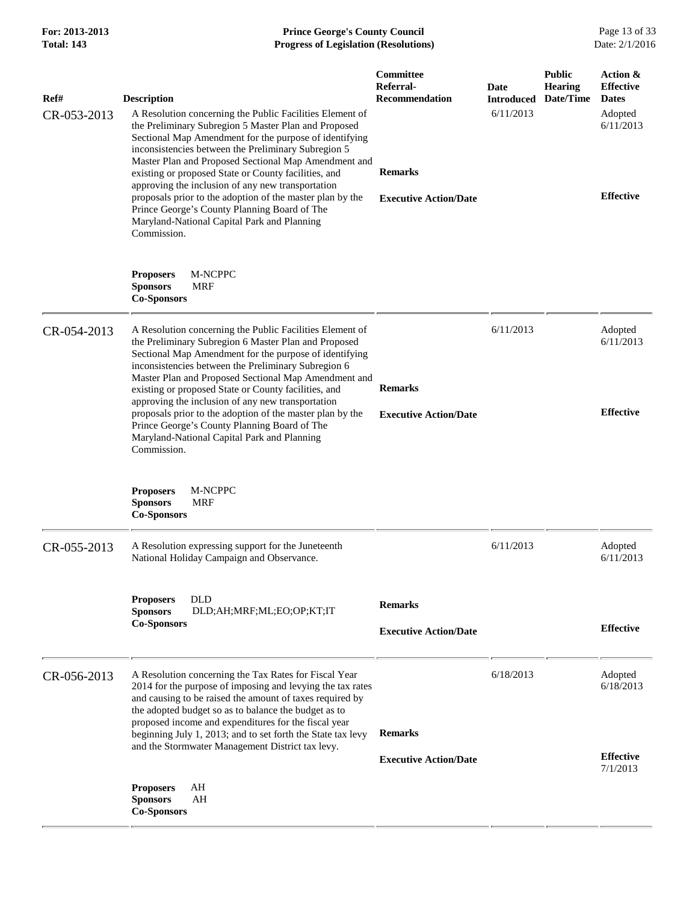| Ref# | Description | Committee Referral-Recommendation | Date Introduced | Public Hearing Date/Time | Action & Effective Dates |
|---|---|---|---|---|---|
| CR-053-2013 | A Resolution concerning the Public Facilities Element of the Preliminary Subregion 5 Master Plan and Proposed Sectional Map Amendment for the purpose of identifying inconsistencies between the Preliminary Subregion 5 Master Plan and Proposed Sectional Map Amendment and existing or proposed State or County facilities, and approving the inclusion of any new transportation proposals prior to the adoption of the master plan by the Prince George's County Planning Board of The Maryland-National Capital Park and Planning Commission.<br><br>**Proposers** M-NCPPC<br>**Sponsors** MRF<br>**Co-Sponsors** | **Remarks**<br><br>**Executive Action/Date** | 6/11/2013 | | Adopted 6/11/2013<br><br>**Effective** |
| CR-054-2013 | A Resolution concerning the Public Facilities Element of the Preliminary Subregion 6 Master Plan and Proposed Sectional Map Amendment for the purpose of identifying inconsistencies between the Preliminary Subregion 6 Master Plan and Proposed Sectional Map Amendment and existing or proposed State or County facilities, and approving the inclusion of any new transportation proposals prior to the adoption of the master plan by the Prince George's County Planning Board of The Maryland-National Capital Park and Planning Commission.<br><br>**Proposers** M-NCPPC<br>**Sponsors** MRF<br>**Co-Sponsors** | **Remarks**<br><br>**Executive Action/Date** | 6/11/2013 | | Adopted 6/11/2013<br><br>**Effective** |
| CR-055-2013 | A Resolution expressing support for the Juneteenth National Holiday Campaign and Observance.<br><br>**Proposers** DLD<br>**Sponsors** DLD;AH;MRF;ML;EO;OP;KT;IT<br>**Co-Sponsors** | **Remarks**<br><br>**Executive Action/Date** | 6/11/2013 | | Adopted 6/11/2013<br><br>**Effective** |
| CR-056-2013 | A Resolution concerning the Tax Rates for Fiscal Year 2014 for the purpose of imposing and levying the tax rates and causing to be raised the amount of taxes required by the adopted budget so as to balance the budget as to proposed income and expenditures for the fiscal year beginning July 1, 2013; and to set forth the State tax levy and the Stormwater Management District tax levy.<br><br>**Proposers** AH<br>**Sponsors** AH<br>**Co-Sponsors** | **Remarks**<br><br>**Executive Action/Date** | 6/18/2013 | | Adopted 6/18/2013<br><br>**Effective** 7/1/2013 |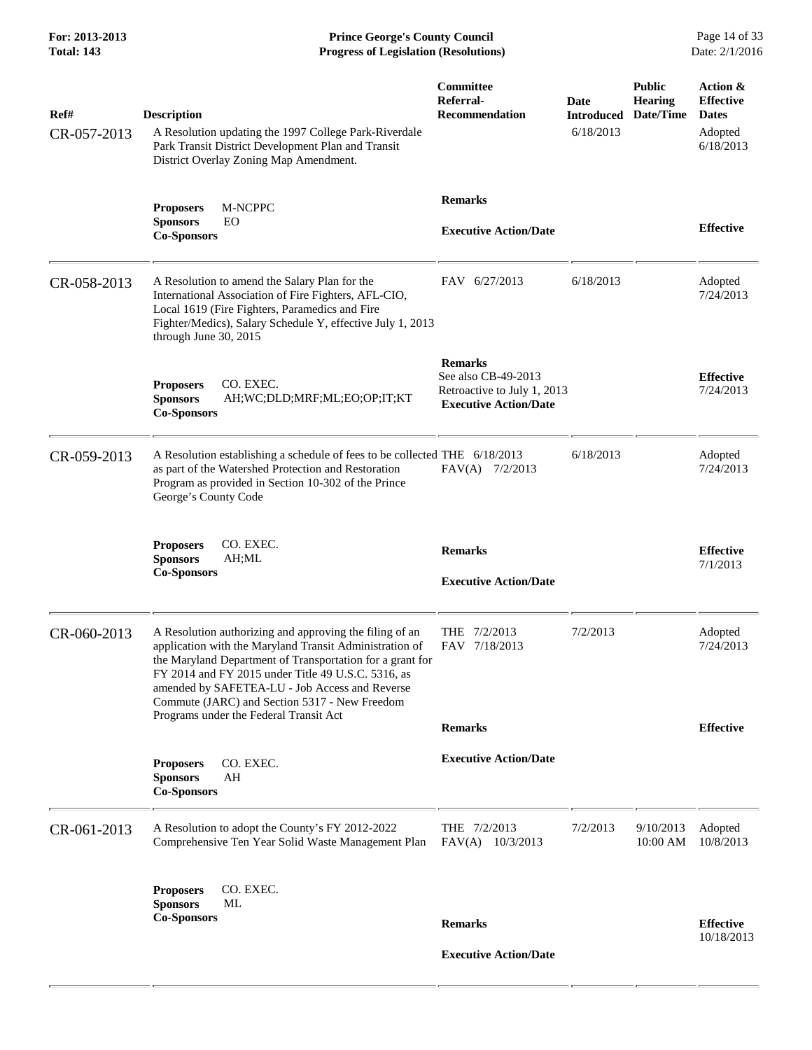| Ref# | Description | Committee Referral-Recommendation | Date Introduced | Public Hearing Date/Time | Action & Effective Dates |
|---|---|---|---|---|---|
| CR-057-2013 | A Resolution updating the 1997 College Park-Riverdale Park Transit District Development Plan and Transit District Overlay Zoning Map Amendment. | | 6/18/2013 | | Adopted 6/18/2013 |
| | **Proposers** M-NCPPC<br>**Sponsors** EO<br>**Co-Sponsors** | **Remarks**<br><br>**Executive Action/Date** | | | **Effective** |
| CR-058-2013 | A Resolution to amend the Salary Plan for the International Association of Fire Fighters, AFL-CIO, Local 1619 (Fire Fighters, Paramedics and Fire Fighter/Medics), Salary Schedule Y, effective July 1, 2013 through June 30, 2015 | FAV 6/27/2013 | 6/18/2013 | | Adopted 7/24/2013 |
| | **Proposers** CO. EXEC.<br>**Sponsors** AH;WC;DLD;MRF;ML;EO;OP;IT;KT<br>**Co-Sponsors** | **Remarks**<br>See also CB-49-2013<br>Retroactive to July 1, 2013<br>**Executive Action/Date** | | | **Effective** 7/24/2013 |
| CR-059-2013 | A Resolution establishing a schedule of fees to be collected as part of the Watershed Protection and Restoration Program as provided in Section 10-302 of the Prince George's County Code | THE 6/18/2013<br>FAV(A) 7/2/2013 | 6/18/2013 | | Adopted 7/24/2013 |
| | **Proposers** CO. EXEC.<br>**Sponsors** AH;ML<br>**Co-Sponsors** | **Remarks**<br><br>**Executive Action/Date** | | | **Effective** 7/1/2013 |
| CR-060-2013 | A Resolution authorizing and approving the filing of an application with the Maryland Transit Administration of the Maryland Department of Transportation for a grant for FY 2014 and FY 2015 under Title 49 U.S.C. 5316, as amended by SAFETEA-LU - Job Access and Reverse Commute (JARC) and Section 5317 - New Freedom Programs under the Federal Transit Act | THE 7/2/2013<br>FAV 7/18/2013 | 7/2/2013 | | Adopted 7/24/2013 |
| | **Proposers** CO. EXEC.<br>**Sponsors** AH<br>**Co-Sponsors** | **Remarks**<br><br>**Executive Action/Date** | | | **Effective** |
| CR-061-2013 | A Resolution to adopt the County's FY 2012-2022 Comprehensive Ten Year Solid Waste Management Plan | THE 7/2/2013<br>FAV(A) 10/3/2013 | 7/2/2013 | 9/10/2013 10:00 AM | Adopted 10/8/2013 |
| | **Proposers** CO. EXEC.<br>**Sponsors** ML<br>**Co-Sponsors** | **Remarks**<br><br>**Executive Action/Date** | | | **Effective** 10/18/2013 |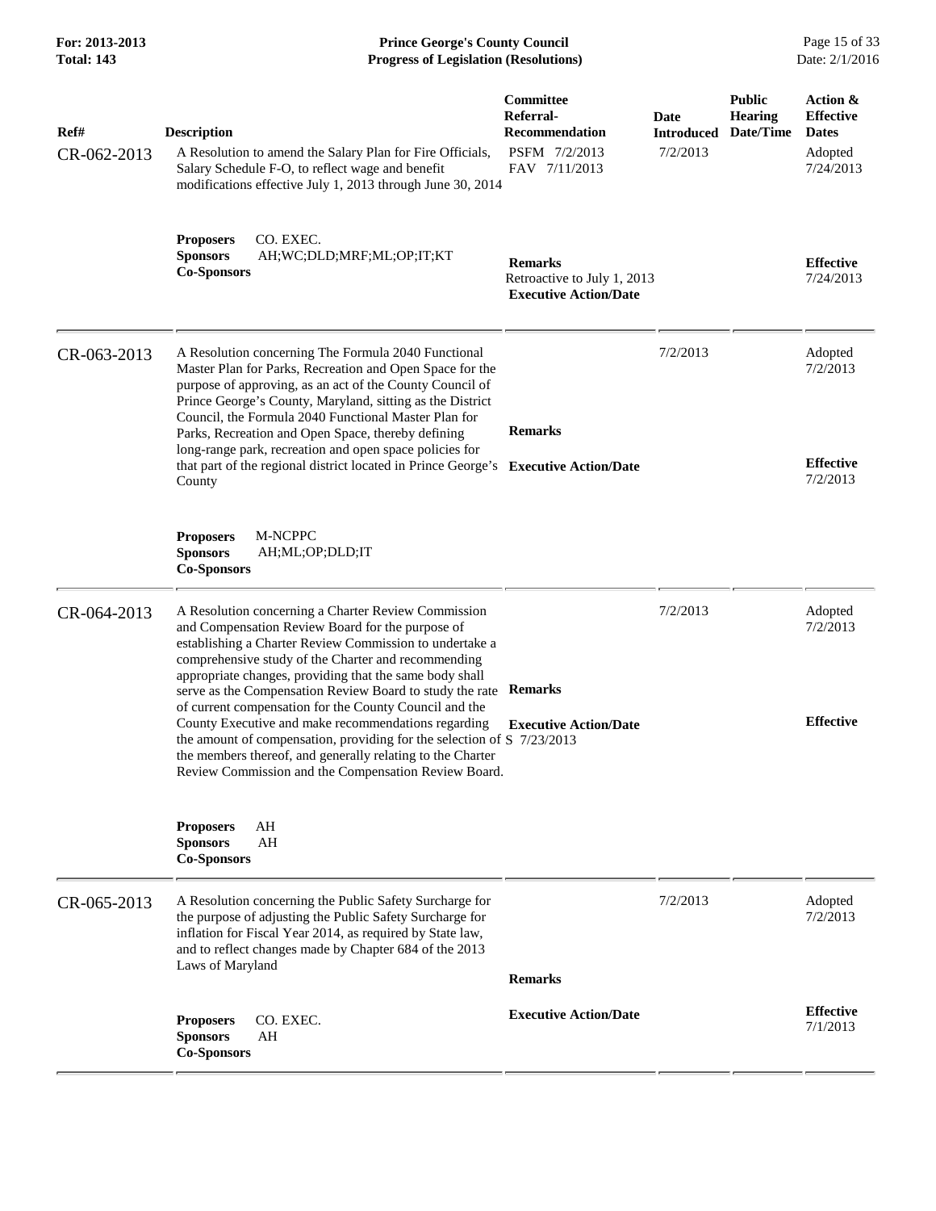| Ref# | Description | Committee Referral-Recommendation | Date Introduced | Public Hearing Date/Time | Action & Effective Dates |
|---|---|---|---|---|---|
| CR-062-2013 | A Resolution to amend the Salary Plan for Fire Officials, Salary Schedule F-O, to reflect wage and benefit modifications effective July 1, 2013 through June 30, 2014<br><br>**Proposers** CO. EXEC.<br>**Sponsors** AH;WC;DLD;MRF;ML;OP;IT;KT<br>**Co-Sponsors** | PSFM 7/2/2013<br>FAV 7/11/2013<br><br>**Remarks**<br>Retroactive to July 1, 2013<br>**Executive Action/Date** | 7/2/2013 | | Adopted<br>7/24/2013<br><br>**Effective**<br>7/24/2013 |
| CR-063-2013 | A Resolution concerning The Formula 2040 Functional Master Plan for Parks, Recreation and Open Space for the purpose of approving, as an act of the County Council of Prince George's County, Maryland, sitting as the District Council, the Formula 2040 Functional Master Plan for Parks, Recreation and Open Space, thereby defining long-range park, recreation and open space policies for that part of the regional district located in Prince George's County<br><br>**Proposers** M-NCPPC<br>**Sponsors** AH;ML;OP;DLD;IT<br>**Co-Sponsors** | **Remarks**<br><br>**Executive Action/Date** | 7/2/2013 | | Adopted<br>7/2/2013<br><br>**Effective**<br>7/2/2013 |
| CR-064-2013 | A Resolution concerning a Charter Review Commission and Compensation Review Board for the purpose of establishing a Charter Review Commission to undertake a comprehensive study of the Charter and recommending appropriate changes, providing that the same body shall serve as the Compensation Review Board to study the rate of current compensation for the County Council and the County Executive and make recommendations regarding the amount of compensation, providing for the selection of the members thereof, and generally relating to the Charter Review Commission and the Compensation Review Board.<br><br>**Proposers** AH<br>**Sponsors** AH<br>**Co-Sponsors** | **Remarks**<br><br>**Executive Action/Date**<br>S 7/23/2013 | 7/2/2013 | | Adopted<br>7/2/2013<br><br>**Effective** |
| CR-065-2013 | A Resolution concerning the Public Safety Surcharge for the purpose of adjusting the Public Safety Surcharge for inflation for Fiscal Year 2014, as required by State law, and to reflect changes made by Chapter 684 of the 2013 Laws of Maryland<br><br>**Proposers** CO. EXEC.<br>**Sponsors** AH<br>**Co-Sponsors** | **Remarks**<br><br>**Executive Action/Date** | 7/2/2013 | | Adopted<br>7/2/2013<br><br>**Effective**<br>7/1/2013 |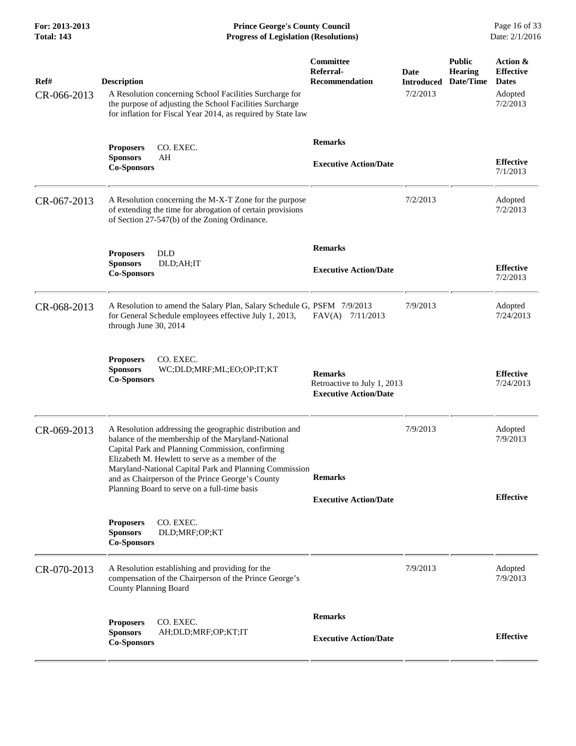| Ref# | Description | Committee Referral-Recommendation | Date Introduced | Public Hearing Date/Time | Action & Effective Dates |
|---|---|---|---|---|---|
| CR-066-2013 | A Resolution concerning School Facilities Surcharge for the purpose of adjusting the School Facilities Surcharge for inflation for Fiscal Year 2014, as required by State law | | 7/2/2013 | | Adopted 7/2/2013 |
| | **Proposers** CO. EXEC.<br>**Sponsors** AH<br>**Co-Sponsors** | **Remarks**<br><br>**Executive Action/Date** | | | **Effective** 7/1/2013 |
| CR-067-2013 | A Resolution concerning the M-X-T Zone for the purpose of extending the time for abrogation of certain provisions of Section 27-547(b) of the Zoning Ordinance. | | 7/2/2013 | | Adopted 7/2/2013 |
| | **Proposers** DLD<br>**Sponsors** DLD;AH;IT<br>**Co-Sponsors** | **Remarks**<br><br>**Executive Action/Date** | | | **Effective** 7/2/2013 |
| CR-068-2013 | A Resolution to amend the Salary Plan, Salary Schedule G, for General Schedule employees effective July 1, 2013, through June 30, 2014 | PSFM 7/9/2013<br>FAV(A) 7/11/2013 | 7/9/2013 | | Adopted 7/24/2013 |
| | **Proposers** CO. EXEC.<br>**Sponsors** WC;DLD;MRF;ML;EO;OP;IT;KT<br>**Co-Sponsors** | **Remarks**<br>Retroactive to July 1, 2013<br>**Executive Action/Date** | | | **Effective** 7/24/2013 |
| CR-069-2013 | A Resolution addressing the geographic distribution and balance of the membership of the Maryland-National Capital Park and Planning Commission, confirming Elizabeth M. Hewlett to serve as a member of the Maryland-National Capital Park and Planning Commission and as Chairperson of the Prince George's County Planning Board to serve on a full-time basis | **Remarks**<br><br>**Executive Action/Date** | 7/9/2013 | | Adopted 7/9/2013<br><br>**Effective** |
| | **Proposers** CO. EXEC.<br>**Sponsors** DLD;MRF;OP;KT<br>**Co-Sponsors** | | | | |
| CR-070-2013 | A Resolution establishing and providing for the compensation of the Chairperson of the Prince George's County Planning Board | | 7/9/2013 | | Adopted 7/9/2013 |
| | **Proposers** CO. EXEC.<br>**Sponsors** AH;DLD;MRF;OP;KT;IT<br>**Co-Sponsors** | **Remarks**<br><br>**Executive Action/Date** | | | **Effective** |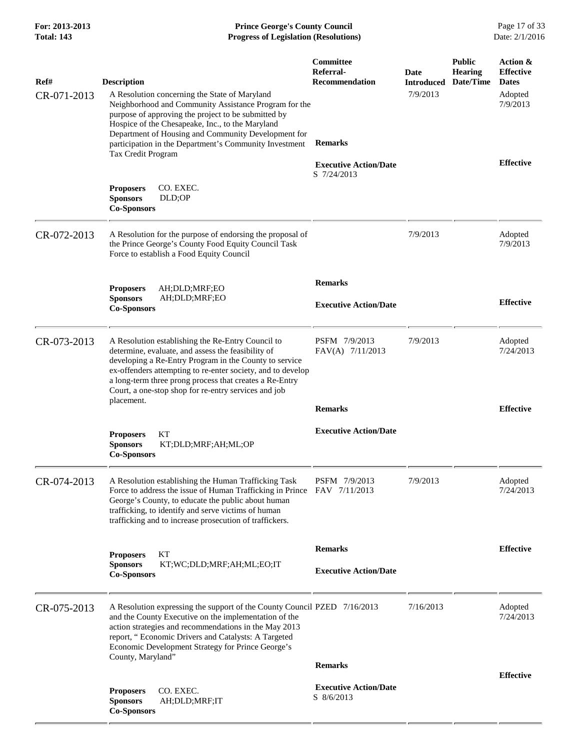| Ref# | Description | Committee Referral-Recommendation | Date Introduced | Public Hearing Date/Time | Action & Effective Dates |
|---|---|---|---|---|---|
| CR-071-2013 | A Resolution concerning the State of Maryland Neighborhood and Community Assistance Program for the purpose of approving the project to be submitted by Hospice of the Chesapeake, Inc., to the Maryland Department of Housing and Community Development for participation in the Department's Community Investment Tax Credit Program<br><br>**Proposers** CO. EXEC.<br>**Sponsors** DLD;OP<br>**Co-Sponsors** | **Remarks**<br><br>**Executive Action/Date**<br>S 7/24/2013 | 7/9/2013 | | Adopted 7/9/2013<br><br>**Effective** |
| CR-072-2013 | A Resolution for the purpose of endorsing the proposal of the Prince George's County Food Equity Council Task Force to establish a Food Equity Council<br><br>**Proposers** AH;DLD;MRF;EO<br>**Sponsors** AH;DLD;MRF;EO<br>**Co-Sponsors** | **Remarks**<br><br>**Executive Action/Date** | 7/9/2013 | | Adopted 7/9/2013<br><br>**Effective** |
| CR-073-2013 | A Resolution establishing the Re-Entry Council to determine, evaluate, and assess the feasibility of developing a Re-Entry Program in the County to service ex-offenders attempting to re-enter society, and to develop a long-term three prong process that creates a Re-Entry Court, a one-stop shop for re-entry services and job placement.<br><br>**Proposers** KT<br>**Sponsors** KT;DLD;MRF;AH;ML;OP<br>**Co-Sponsors** | PSFM 7/9/2013<br>FAV(A) 7/11/2013<br><br>**Remarks**<br><br>**Executive Action/Date** | 7/9/2013 | | Adopted 7/24/2013<br><br>**Effective** |
| CR-074-2013 | A Resolution establishing the Human Trafficking Task Force to address the issue of Human Trafficking in Prince George's County, to educate the public about human trafficking, to identify and serve victims of human trafficking and to increase prosecution of traffickers.<br><br>**Proposers** KT<br>**Sponsors** KT;WC;DLD;MRF;AH;ML;EO;IT<br>**Co-Sponsors** | PSFM 7/9/2013<br>FAV 7/11/2013<br><br>**Remarks**<br><br>**Executive Action/Date** | 7/9/2013 | | Adopted 7/24/2013<br><br>**Effective** |
| CR-075-2013 | A Resolution expressing the support of the County Council and the County Executive on the implementation of the action strategies and recommendations in the May 2013 report, " Economic Drivers and Catalysts: A Targeted Economic Development Strategy for Prince George's County, Maryland"<br><br>**Proposers** CO. EXEC.<br>**Sponsors** AH;DLD;MRF;IT<br>**Co-Sponsors** | PZED 7/16/2013<br><br>**Remarks**<br><br>**Executive Action/Date**<br>S 8/6/2013 | 7/16/2013 | | Adopted 7/24/2013<br><br>**Effective** |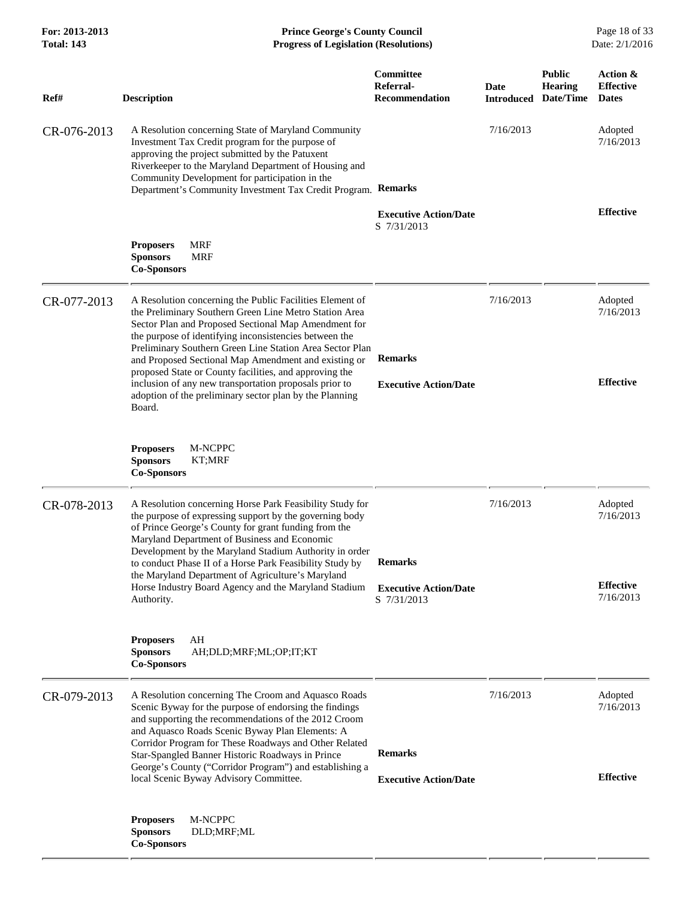| Ref# | Description | Committee Referral-Recommendation | Date Introduced | Public Hearing Date/Time | Action & Effective Dates |
|---|---|---|---|---|---|
| CR-076-2013 | A Resolution concerning State of Maryland Community Investment Tax Credit program for the purpose of approving the project submitted by the Patuxent Riverkeeper to the Maryland Department of Housing and Community Development for participation in the Department's Community Investment Tax Credit Program. | **Remarks** | 7/16/2013 | | Adopted 7/16/2013 |
| | | **Executive Action/Date** S 7/31/2013 | | | **Effective** |
| | **Proposers** MRF **Sponsors** MRF **Co-Sponsors** | | | | |
| CR-077-2013 | A Resolution concerning the Public Facilities Element of the Preliminary Southern Green Line Metro Station Area Sector Plan and Proposed Sectional Map Amendment for the purpose of identifying inconsistencies between the Preliminary Southern Green Line Station Area Sector Plan and Proposed Sectional Map Amendment and existing or proposed State or County facilities, and approving the inclusion of any new transportation proposals prior to adoption of the preliminary sector plan by the Planning Board. | **Remarks** | 7/16/2013 | | Adopted 7/16/2013 |
| | | **Executive Action/Date** | | | **Effective** |
| | **Proposers** M-NCPPC **Sponsors** KT;MRF **Co-Sponsors** | | | | |
| CR-078-2013 | A Resolution concerning Horse Park Feasibility Study for the purpose of expressing support by the governing body of Prince George's County for grant funding from the Maryland Department of Business and Economic Development by the Maryland Stadium Authority in order to conduct Phase II of a Horse Park Feasibility Study by the Maryland Department of Agriculture's Maryland Horse Industry Board Agency and the Maryland Stadium Authority. | **Remarks** | 7/16/2013 | | Adopted 7/16/2013 |
| | | **Executive Action/Date** S 7/31/2013 | | | **Effective** 7/16/2013 |
| | **Proposers** AH **Sponsors** AH;DLD;MRF;ML;OP;IT;KT **Co-Sponsors** | | | | |
| CR-079-2013 | A Resolution concerning The Croom and Aquasco Roads Scenic Byway for the purpose of endorsing the findings and supporting the recommendations of the 2012 Croom and Aquasco Roads Scenic Byway Plan Elements: A Corridor Program for These Roadways and Other Related Star-Spangled Banner Historic Roadways in Prince George's County ("Corridor Program") and establishing a local Scenic Byway Advisory Committee. | **Remarks** | 7/16/2013 | | Adopted 7/16/2013 |
| | | **Executive Action/Date** | | | **Effective** |
| | **Proposers** M-NCPPC **Sponsors** DLD;MRF;ML **Co-Sponsors** | | | | |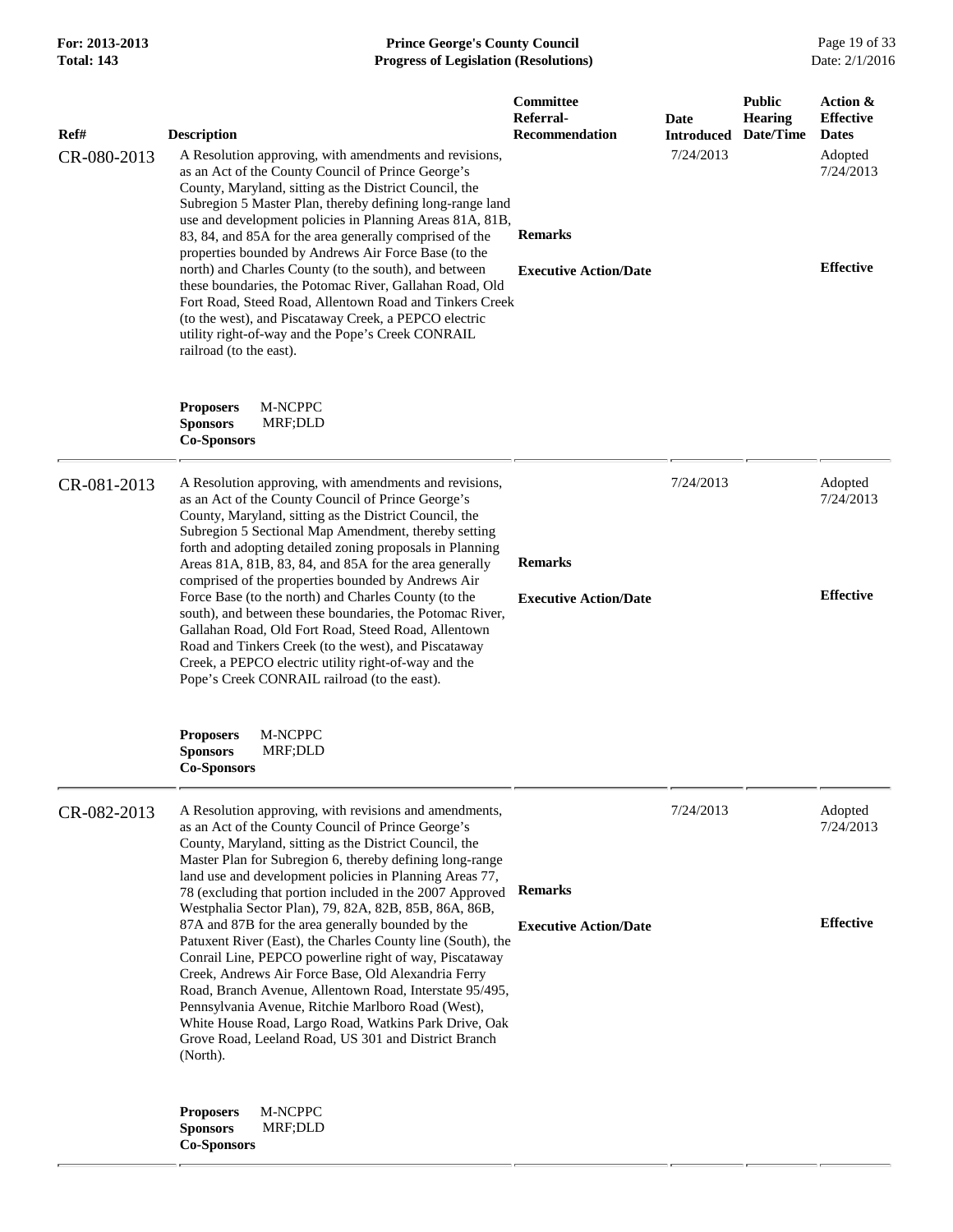| Ref# | Description | Committee Referral-Recommendation | Date Introduced | Public Hearing Date/Time | Action & Effective Dates |
|---|---|---|---|---|---|
| CR-080-2013 | A Resolution approving, with amendments and revisions, as an Act of the County Council of Prince George's County, Maryland, sitting as the District Council, the Subregion 5 Master Plan, thereby defining long-range land use and development policies in Planning Areas 81A, 81B, 83, 84, and 85A for the area generally comprised of the properties bounded by Andrews Air Force Base (to the north) and Charles County (to the south), and between these boundaries, the Potomac River, Gallahan Road, Old Fort Road, Steed Road, Allentown Road and Tinkers Creek (to the west), and Piscataway Creek, a PEPCO electric utility right-of-way and the Pope's Creek CONRAIL railroad (to the east).<br><br>**Proposers** M-NCPPC<br>**Sponsors** MRF;DLD<br>**Co-Sponsors** | **Remarks**<br><br>**Executive Action/Date** | 7/24/2013 | | Adopted 7/24/2013<br><br>**Effective** |
| CR-081-2013 | A Resolution approving, with amendments and revisions, as an Act of the County Council of Prince George's County, Maryland, sitting as the District Council, the Subregion 5 Sectional Map Amendment, thereby setting forth and adopting detailed zoning proposals in Planning Areas 81A, 81B, 83, 84, and 85A for the area generally comprised of the properties bounded by Andrews Air Force Base (to the north) and Charles County (to the south), and between these boundaries, the Potomac River, Gallahan Road, Old Fort Road, Steed Road, Allentown Road and Tinkers Creek (to the west), and Piscataway Creek, a PEPCO electric utility right-of-way and the Pope's Creek CONRAIL railroad (to the east).<br><br>**Proposers** M-NCPPC<br>**Sponsors** MRF;DLD<br>**Co-Sponsors** | **Remarks**<br><br>**Executive Action/Date** | 7/24/2013 | | Adopted 7/24/2013<br><br>**Effective** |
| CR-082-2013 | A Resolution approving, with revisions and amendments, as an Act of the County Council of Prince George's County, Maryland, sitting as the District Council, the Master Plan for Subregion 6, thereby defining long-range land use and development policies in Planning Areas 77, 78 (excluding that portion included in the 2007 Approved Westphalia Sector Plan), 79, 82A, 82B, 85B, 86A, 86B, 87A and 87B for the area generally bounded by the Patuxent River (East), the Charles County line (South), the Conrail Line, PEPCO powerline right of way, Piscataway Creek, Andrews Air Force Base, Old Alexandria Ferry Road, Branch Avenue, Allentown Road, Interstate 95/495, Pennsylvania Avenue, Ritchie Marlboro Road (West), White House Road, Largo Road, Watkins Park Drive, Oak Grove Road, Leeland Road, US 301 and District Branch (North).<br><br>**Proposers** M-NCPPC<br>**Sponsors** MRF;DLD<br>**Co-Sponsors** | **Remarks**<br><br>**Executive Action/Date** | 7/24/2013 | | Adopted 7/24/2013<br><br>**Effective** |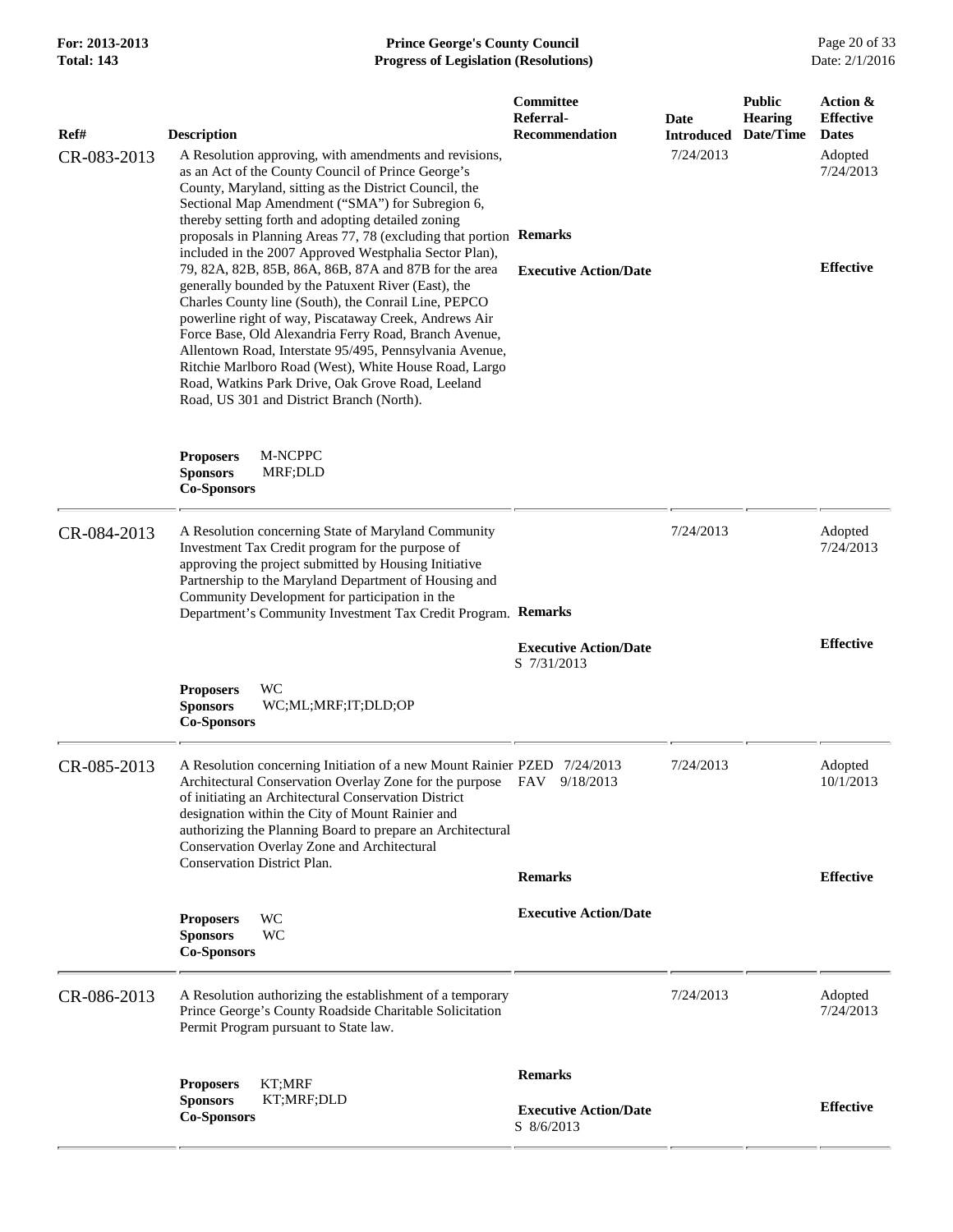| Ref# | Description | Committee Referral-Recommendation | Date Introduced | Public Hearing Date/Time | Action & Effective Dates |
|---|---|---|---|---|---|
| CR-083-2013 | A Resolution approving, with amendments and revisions, as an Act of the County Council of Prince George's County, Maryland, sitting as the District Council, the Sectional Map Amendment ("SMA") for Subregion 6, thereby setting forth and adopting detailed zoning proposals in Planning Areas 77, 78 (excluding that portion included in the 2007 Approved Westphalia Sector Plan), 79, 82A, 82B, 85B, 86A, 86B, 87A and 87B for the area generally bounded by the Patuxent River (East), the Charles County line (South), the Conrail Line, PEPCO powerline right of way, Piscataway Creek, Andrews Air Force Base, Old Alexandria Ferry Road, Branch Avenue, Allentown Road, Interstate 95/495, Pennsylvania Avenue, Ritchie Marlboro Road (West), White House Road, Largo Road, Watkins Park Drive, Oak Grove Road, Leeland Road, US 301 and District Branch (North).<br><br>**Proposers** M-NCPPC<br>**Sponsors** MRF;DLD<br>**Co-Sponsors** | **Remarks**<br><br>**Executive Action/Date** | 7/24/2013 | | Adopted 7/24/2013<br><br>**Effective** |
| CR-084-2013 | A Resolution concerning State of Maryland Community Investment Tax Credit program for the purpose of approving the project submitted by Housing Initiative Partnership to the Maryland Department of Housing and Community Development for participation in the Department's Community Investment Tax Credit Program.<br><br>**Proposers** WC<br>**Sponsors** WC;ML;MRF;IT;DLD;OP<br>**Co-Sponsors** | **Remarks**<br><br>**Executive Action/Date**<br>S 7/31/2013 | 7/24/2013 | | Adopted 7/24/2013<br><br>**Effective** |
| CR-085-2013 | A Resolution concerning Initiation of a new Mount Rainier Architectural Conservation Overlay Zone for the purpose of initiating an Architectural Conservation District designation within the City of Mount Rainier and authorizing the Planning Board to prepare an Architectural Conservation Overlay Zone and Architectural Conservation District Plan.<br><br>**Proposers** WC<br>**Sponsors** WC<br>**Co-Sponsors** | PZED 7/24/2013<br>FAV 9/18/2013<br><br>**Remarks**<br><br>**Executive Action/Date** | 7/24/2013 | | Adopted 10/1/2013<br><br>**Effective** |
| CR-086-2013 | A Resolution authorizing the establishment of a temporary Prince George's County Roadside Charitable Solicitation Permit Program pursuant to State law.<br><br>**Proposers** KT;MRF<br>**Sponsors** KT;MRF;DLD<br>**Co-Sponsors** | **Remarks**<br><br>**Executive Action/Date**<br>S 8/6/2013 | 7/24/2013 | | Adopted 7/24/2013<br><br>**Effective** |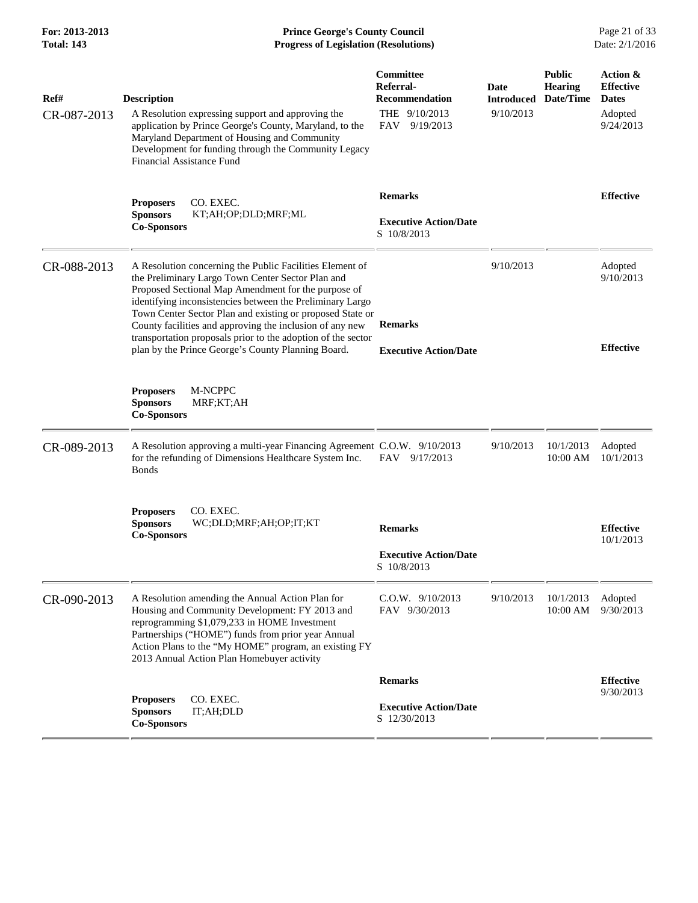| Ref# | Description | Committee Referral-Recommendation | Date Introduced | Public Hearing Date/Time | Action & Effective Dates |
|---|---|---|---|---|---|
| CR-087-2013 | A Resolution expressing support and approving the application by Prince George's County, Maryland, to the Maryland Department of Housing and Community Development for funding through the Community Legacy Financial Assistance Fund | THE 9/10/2013<br>FAV 9/19/2013 | 9/10/2013 | | Adopted 9/24/2013 |
| | **Proposers** CO. EXEC.<br>**Sponsors** KT;AH;OP;DLD;MRF;ML<br>**Co-Sponsors** | **Remarks**<br><br>**Executive Action/Date**<br>S 10/8/2013 | | | **Effective** |
| CR-088-2013 | A Resolution concerning the Public Facilities Element of the Preliminary Largo Town Center Sector Plan and Proposed Sectional Map Amendment for the purpose of identifying inconsistencies between the Preliminary Largo Town Center Sector Plan and existing or proposed State or County facilities and approving the inclusion of any new transportation proposals prior to the adoption of the sector plan by the Prince George's County Planning Board. | | 9/10/2013 | | Adopted 9/10/2013 |
| | **Proposers** M-NCPPC<br>**Sponsors** MRF;KT;AH<br>**Co-Sponsors** | **Remarks**<br><br>**Executive Action/Date** | | | **Effective** |
| CR-089-2013 | A Resolution approving a multi-year Financing Agreement for the refunding of Dimensions Healthcare System Inc. Bonds | C.O.W. 9/10/2013<br>FAV 9/17/2013 | 9/10/2013 | 10/1/2013 10:00 AM | Adopted 10/1/2013 |
| | **Proposers** CO. EXEC.<br>**Sponsors** WC;DLD;MRF;AH;OP;IT;KT<br>**Co-Sponsors** | **Remarks**<br><br>**Executive Action/Date**<br>S 10/8/2013 | | | **Effective** 10/1/2013 |
| CR-090-2013 | A Resolution amending the Annual Action Plan for Housing and Community Development: FY 2013 and reprogramming $1,079,233 in HOME Investment Partnerships ("HOME") funds from prior year Annual Action Plans to the "My HOME" program, an existing FY 2013 Annual Action Plan Homebuyer activity | C.O.W. 9/10/2013<br>FAV 9/30/2013 | 9/10/2013 | 10/1/2013 10:00 AM | Adopted 9/30/2013 |
| | **Proposers** CO. EXEC.<br>**Sponsors** IT;AH;DLD<br>**Co-Sponsors** | **Remarks**<br><br>**Executive Action/Date**<br>S 12/30/2013 | | | **Effective** 9/30/2013 |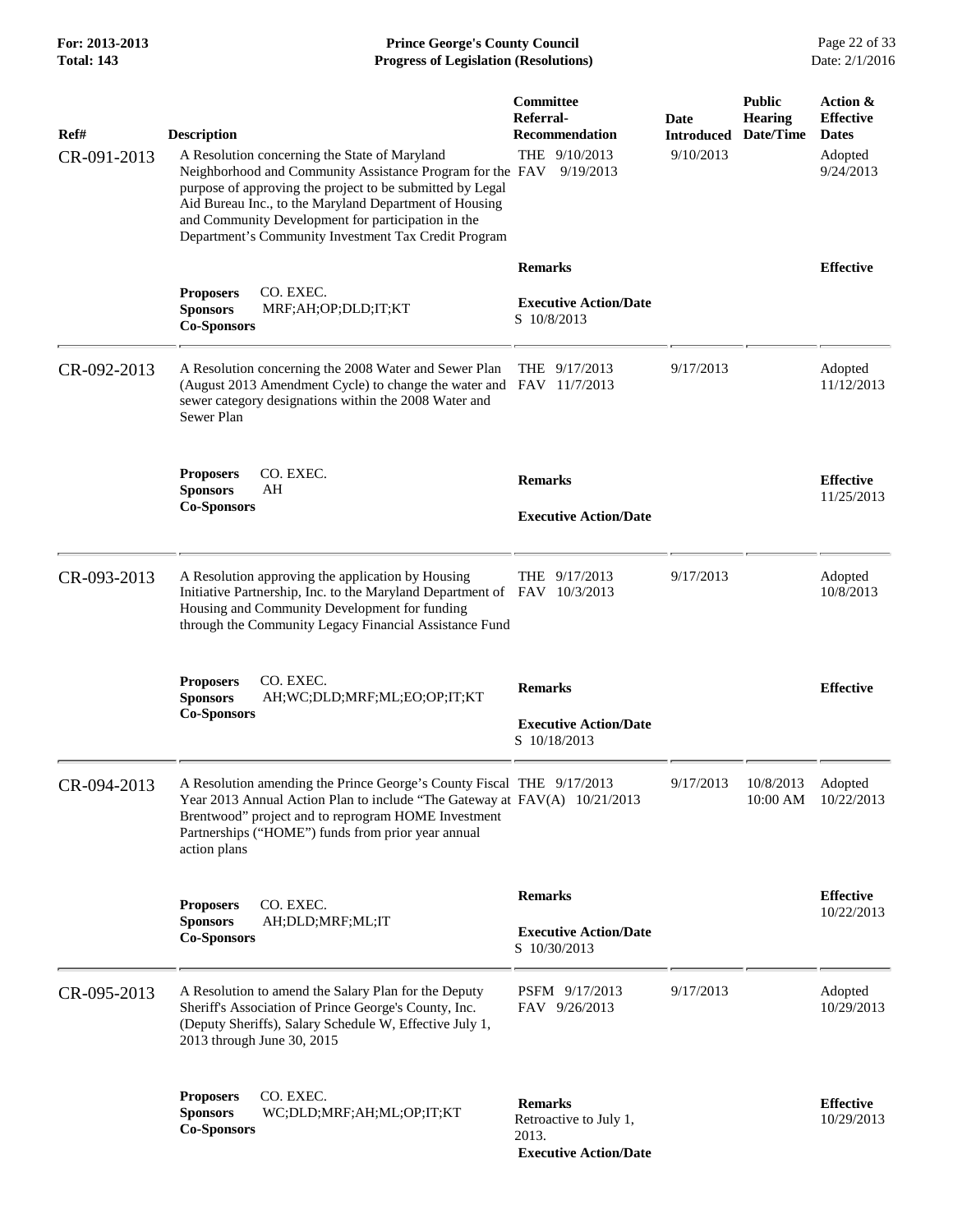| Ref# | Description | Committee Referral-Recommendation | Date Introduced | Public Hearing Date/Time | Action & Effective Dates |
|---|---|---|---|---|---|
| CR-091-2013 | A Resolution concerning the State of Maryland Neighborhood and Community Assistance Program for the purpose of approving the project to be submitted by Legal Aid Bureau Inc., to the Maryland Department of Housing and Community Development for participation in the Department's Community Investment Tax Credit Program | THE 9/10/2013<br>FAV 9/19/2013 | 9/10/2013 | | Adopted 9/24/2013 |
| | **Proposers** CO. EXEC.<br>**Sponsors** MRF;AH;OP;DLD;IT;KT<br>**Co-Sponsors** | **Remarks**<br><br>**Executive Action/Date**<br>S 10/8/2013 | | | **Effective** |
| CR-092-2013 | A Resolution concerning the 2008 Water and Sewer Plan (August 2013 Amendment Cycle) to change the water and sewer category designations within the 2008 Water and Sewer Plan | THE 9/17/2013<br>FAV 11/7/2013 | 9/17/2013 | | Adopted 11/12/2013 |
| | **Proposers** CO. EXEC.<br>**Sponsors** AH<br>**Co-Sponsors** | **Remarks**<br><br>**Executive Action/Date** | | | **Effective** 11/25/2013 |
| CR-093-2013 | A Resolution approving the application by Housing Initiative Partnership, Inc. to the Maryland Department of Housing and Community Development for funding through the Community Legacy Financial Assistance Fund | THE 9/17/2013<br>FAV 10/3/2013 | 9/17/2013 | | Adopted 10/8/2013 |
| | **Proposers** CO. EXEC.<br>**Sponsors** AH;WC;DLD;MRF;ML;EO;OP;IT;KT<br>**Co-Sponsors** | **Remarks**<br><br>**Executive Action/Date**<br>S 10/18/2013 | | | **Effective** |
| CR-094-2013 | A Resolution amending the Prince George's County Fiscal Year 2013 Annual Action Plan to include "The Gateway at Brentwood" project and to reprogram HOME Investment Partnerships ("HOME") funds from prior year annual action plans | THE 9/17/2013<br>FAV(A) 10/21/2013 | 9/17/2013 | 10/8/2013 10:00 AM | Adopted 10/22/2013 |
| | **Proposers** CO. EXEC.<br>**Sponsors** AH;DLD;MRF;ML;IT<br>**Co-Sponsors** | **Remarks**<br><br>**Executive Action/Date**<br>S 10/30/2013 | | | **Effective** 10/22/2013 |
| CR-095-2013 | A Resolution to amend the Salary Plan for the Deputy Sheriff's Association of Prince George's County, Inc. (Deputy Sheriffs), Salary Schedule W, Effective July 1, 2013 through June 30, 2015 | PSFM 9/17/2013<br>FAV 9/26/2013 | 9/17/2013 | | Adopted 10/29/2013 |
| | **Proposers** CO. EXEC.<br>**Sponsors** WC;DLD;MRF;AH;ML;OP;IT;KT<br>**Co-Sponsors** | **Remarks**<br>Retroactive to July 1, 2013.<br>**Executive Action/Date** | | | **Effective** 10/29/2013 |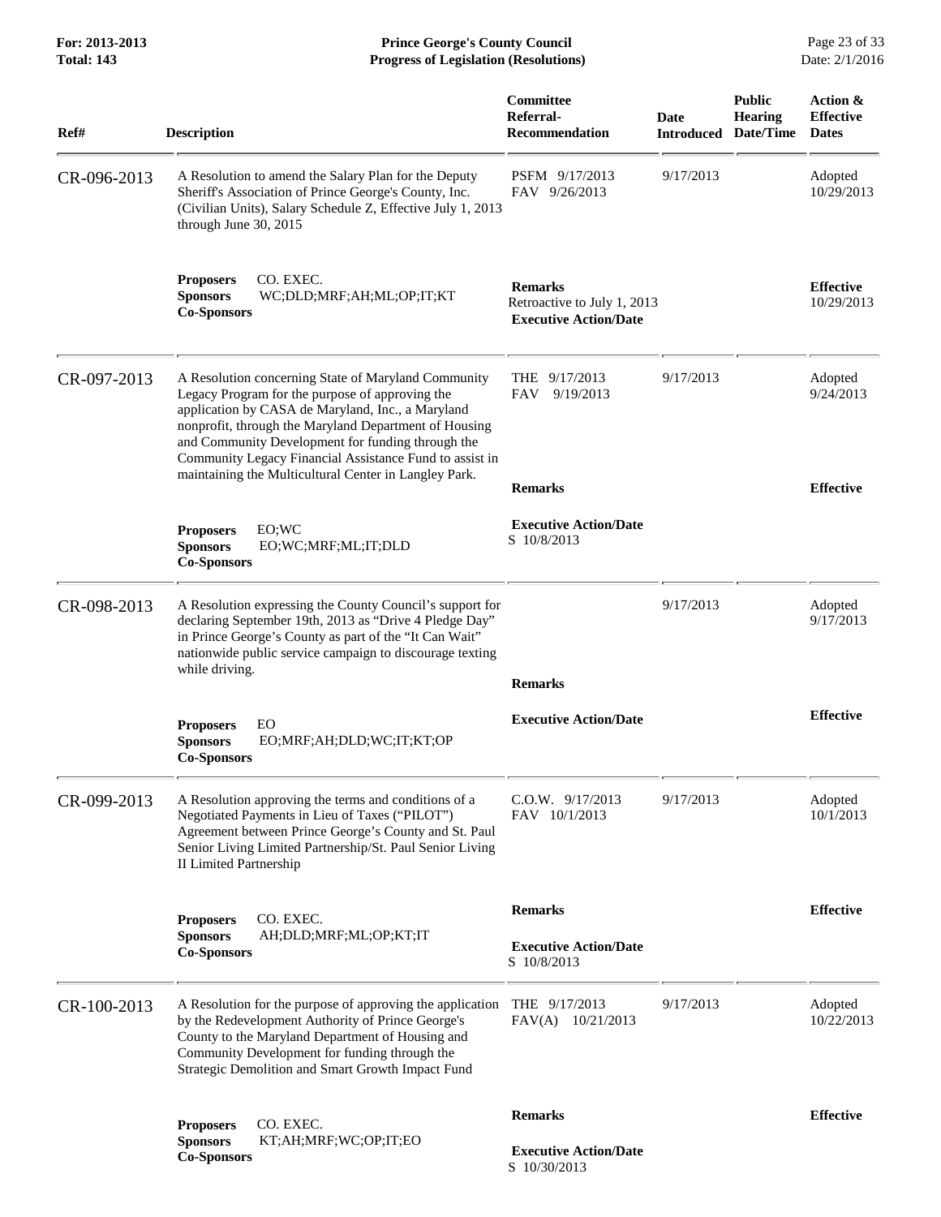| Ref# | Description | Committee Referral-Recommendation | Date Introduced | Public Hearing Date/Time | Action & Effective Dates |
|---|---|---|---|---|---|
| CR-096-2013 | A Resolution to amend the Salary Plan for the Deputy Sheriff's Association of Prince George's County, Inc. (Civilian Units), Salary Schedule Z, Effective July 1, 2013 through June 30, 2015 | PSFM 9/17/2013<br>FAV 9/26/2013 | 9/17/2013 | | Adopted<br>10/29/2013 |
| | **Proposers** CO. EXEC.<br>**Sponsors** WC;DLD;MRF;AH;ML;OP;IT;KT<br>**Co-Sponsors** | **Remarks**<br>Retroactive to July 1, 2013<br>**Executive Action/Date** | | | **Effective**<br>10/29/2013 |
| CR-097-2013 | A Resolution concerning State of Maryland Community Legacy Program for the purpose of approving the application by CASA de Maryland, Inc., a Maryland nonprofit, through the Maryland Department of Housing and Community Development for funding through the Community Legacy Financial Assistance Fund to assist in maintaining the Multicultural Center in Langley Park. | THE 9/17/2013<br>FAV 9/19/2013 | 9/17/2013 | | Adopted<br>9/24/2013 |
| | **Proposers** EO;WC<br>**Sponsors** EO;WC;MRF;ML;IT;DLD<br>**Co-Sponsors** | **Remarks**<br>**Executive Action/Date**<br>S 10/8/2013 | | | **Effective** |
| CR-098-2013 | A Resolution expressing the County Council's support for declaring September 19th, 2013 as "Drive 4 Pledge Day" in Prince George's County as part of the "It Can Wait" nationwide public service campaign to discourage texting while driving. | | 9/17/2013 | | Adopted<br>9/17/2013 |
| | **Proposers** EO<br>**Sponsors** EO;MRF;AH;DLD;WC;IT;KT;OP<br>**Co-Sponsors** | **Remarks**<br>**Executive Action/Date** | | | **Effective** |
| CR-099-2013 | A Resolution approving the terms and conditions of a Negotiated Payments in Lieu of Taxes ("PILOT") Agreement between Prince George's County and St. Paul Senior Living Limited Partnership/St. Paul Senior Living II Limited Partnership | C.O.W. 9/17/2013<br>FAV 10/1/2013 | 9/17/2013 | | Adopted<br>10/1/2013 |
| | **Proposers** CO. EXEC.<br>**Sponsors** AH;DLD;MRF;ML;OP;KT;IT<br>**Co-Sponsors** | **Remarks**<br>**Executive Action/Date**<br>S 10/8/2013 | | | **Effective** |
| CR-100-2013 | A Resolution for the purpose of approving the application by the Redevelopment Authority of Prince George's County to the Maryland Department of Housing and Community Development for funding through the Strategic Demolition and Smart Growth Impact Fund | THE 9/17/2013<br>FAV(A) 10/21/2013 | 9/17/2013 | | Adopted<br>10/22/2013 |
| | **Proposers** CO. EXEC.<br>**Sponsors** KT;AH;MRF;WC;OP;IT;EO<br>**Co-Sponsors** | **Remarks**<br>**Executive Action/Date**<br>S 10/30/2013 | | | **Effective** |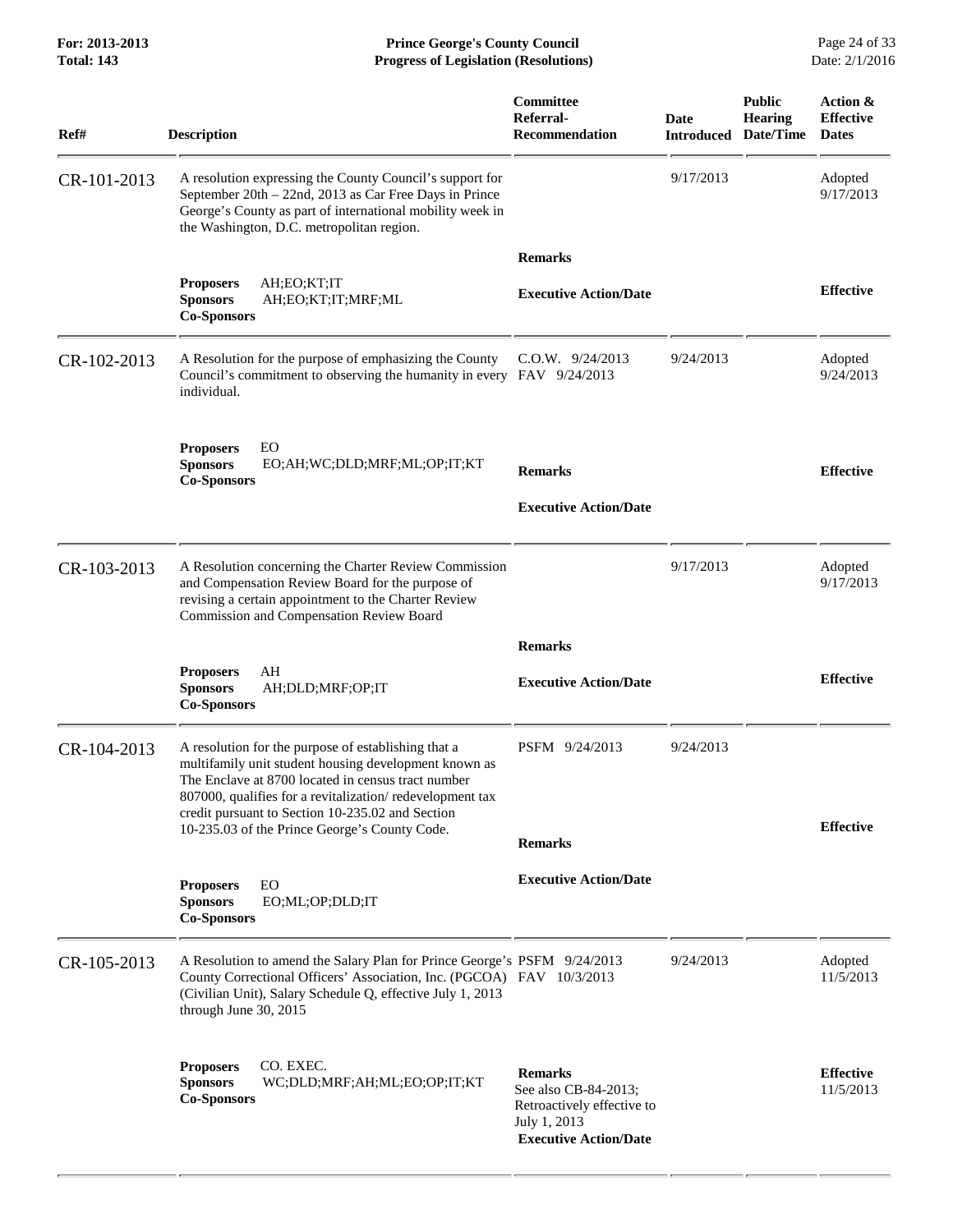| Ref# | Description | Committee Referral-Recommendation | Date Introduced | Public Hearing Date/Time | Action & Effective Dates |
|---|---|---|---|---|---|
| CR-101-2013 | A resolution expressing the County Council's support for September 20th – 22nd, 2013 as Car Free Days in Prince George's County as part of international mobility week in the Washington, D.C. metropolitan region. | | 9/17/2013 | | Adopted 9/17/2013 |
| | **Proposers** AH;EO;KT;IT<br>**Sponsors** AH;EO;KT;IT;MRF;ML<br>**Co-Sponsors** | **Remarks**<br><br>**Executive Action/Date** | | | **Effective** |
| CR-102-2013 | A Resolution for the purpose of emphasizing the County Council's commitment to observing the humanity in every individual. | C.O.W. 9/24/2013<br>FAV 9/24/2013 | 9/24/2013 | | Adopted 9/24/2013 |
| | **Proposers** EO<br>**Sponsors** EO;AH;WC;DLD;MRF;ML;OP;IT;KT<br>**Co-Sponsors** | **Remarks**<br><br>**Executive Action/Date** | | | **Effective** |
| CR-103-2013 | A Resolution concerning the Charter Review Commission and Compensation Review Board for the purpose of revising a certain appointment to the Charter Review Commission and Compensation Review Board | | 9/17/2013 | | Adopted 9/17/2013 |
| | **Proposers** AH<br>**Sponsors** AH;DLD;MRF;OP;IT<br>**Co-Sponsors** | **Remarks**<br><br>**Executive Action/Date** | | | **Effective** |
| CR-104-2013 | A resolution for the purpose of establishing that a multifamily unit student housing development known as The Enclave at 8700 located in census tract number 807000, qualifies for a revitalization/ redevelopment tax credit pursuant to Section 10-235.02 and Section 10-235.03 of the Prince George's County Code. | PSFM 9/24/2013 | 9/24/2013 | | |
| | **Proposers** EO<br>**Sponsors** EO;ML;OP;DLD;IT<br>**Co-Sponsors** | **Remarks**<br><br>**Executive Action/Date** | | | **Effective** |
| CR-105-2013 | A Resolution to amend the Salary Plan for Prince George's County Correctional Officers' Association, Inc. (PGCOA) (Civilian Unit), Salary Schedule Q, effective July 1, 2013 through June 30, 2015 | PSFM 9/24/2013<br>FAV 10/3/2013 | 9/24/2013 | | Adopted 11/5/2013 |
| | **Proposers** CO. EXEC.<br>**Sponsors** WC;DLD;MRF;AH;ML;EO;OP;IT;KT<br>**Co-Sponsors** | **Remarks**<br>See also CB-84-2013; Retroactively effective to July 1, 2013<br>**Executive Action/Date** | | | **Effective** 11/5/2013 |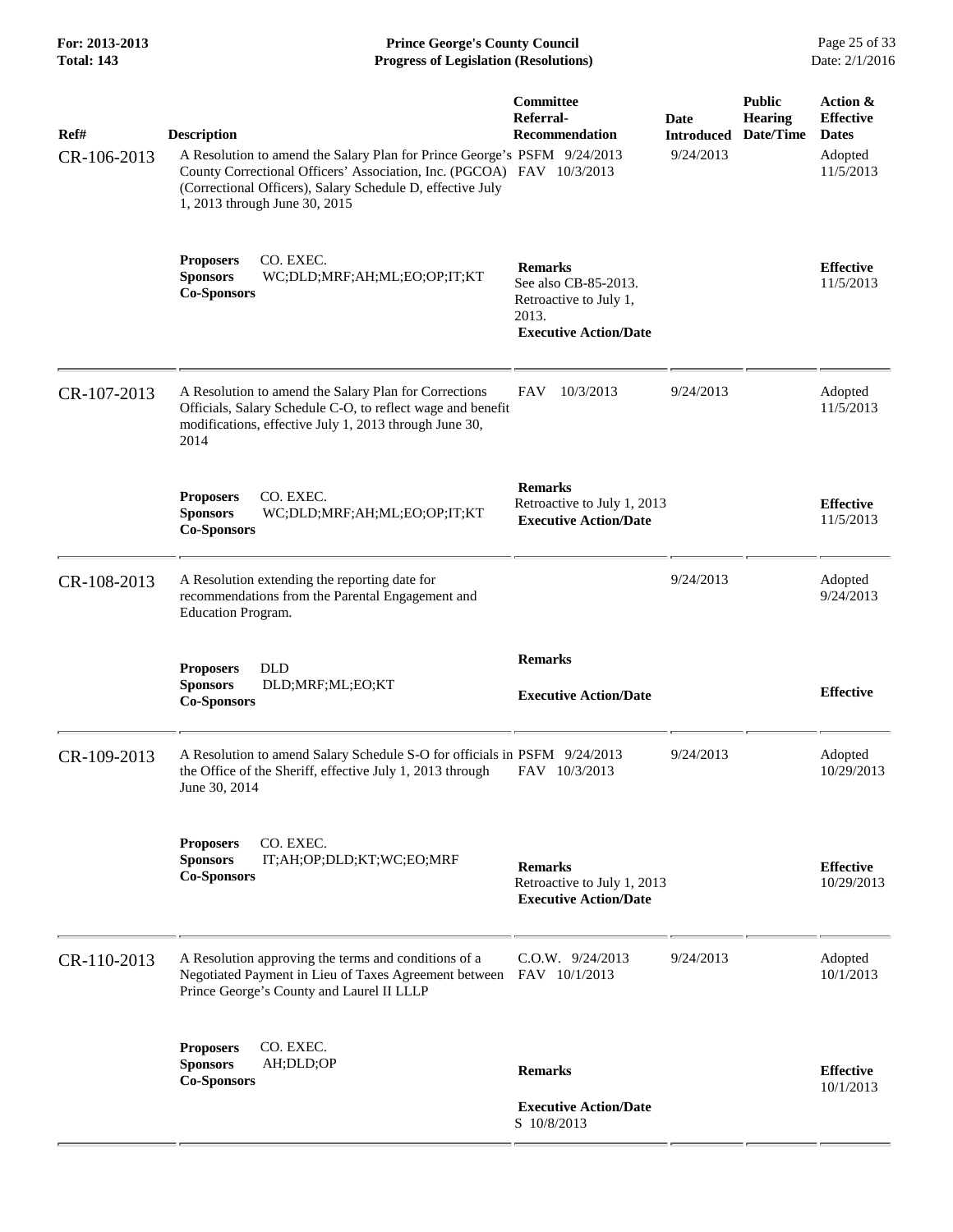**For: 2013-2013**
**Total: 143**

**Prince George's County Council**
**Progress of Legislation (Resolutions)**

| Ref# | Description | Committee Referral-Recommendation | Date Introduced | Public Hearing Date/Time | Action & Effective Dates |
|---|---|---|---|---|---|
| CR-106-2013 | A Resolution to amend the Salary Plan for Prince George's County Correctional Officers' Association, Inc. (PGCOA) (Correctional Officers), Salary Schedule D, effective July 1, 2013 through June 30, 2015 | PSFM 9/24/2013<br>FAV 10/3/2013 | 9/24/2013 | | Adopted 11/5/2013 |
| | **Proposers** CO. EXEC.<br>**Sponsors** WC;DLD;MRF;AH;ML;EO;OP;IT;KT<br>**Co-Sponsors** | **Remarks**<br>See also CB-85-2013. Retroactive to July 1, 2013.<br>**Executive Action/Date** | | | **Effective** 11/5/2013 |
| CR-107-2013 | A Resolution to amend the Salary Plan for Corrections Officials, Salary Schedule C-O, to reflect wage and benefit modifications, effective July 1, 2013 through June 30, 2014 | FAV 10/3/2013 | 9/24/2013 | | Adopted 11/5/2013 |
| | **Proposers** CO. EXEC.<br>**Sponsors** WC;DLD;MRF;AH;ML;EO;OP;IT;KT<br>**Co-Sponsors** | **Remarks**<br>Retroactive to July 1, 2013<br>**Executive Action/Date** | | | **Effective** 11/5/2013 |
| CR-108-2013 | A Resolution extending the reporting date for recommendations from the Parental Engagement and Education Program. | | 9/24/2013 | | Adopted 9/24/2013 |
| | **Proposers** DLD<br>**Sponsors** DLD;MRF;ML;EO;KT<br>**Co-Sponsors** | **Remarks**<br>**Executive Action/Date** | | | **Effective** |
| CR-109-2013 | A Resolution to amend Salary Schedule S-O for officials in the Office of the Sheriff, effective July 1, 2013 through June 30, 2014 | PSFM 9/24/2013<br>FAV 10/3/2013 | 9/24/2013 | | Adopted 10/29/2013 |
| | **Proposers** CO. EXEC.<br>**Sponsors** IT;AH;OP;DLD;KT;WC;EO;MRF<br>**Co-Sponsors** | **Remarks**<br>Retroactive to July 1, 2013<br>**Executive Action/Date** | | | **Effective** 10/29/2013 |
| CR-110-2013 | A Resolution approving the terms and conditions of a Negotiated Payment in Lieu of Taxes Agreement between Prince George's County and Laurel II LLLP | C.O.W. 9/24/2013<br>FAV 10/1/2013 | 9/24/2013 | | Adopted 10/1/2013 |
| | **Proposers** CO. EXEC.<br>**Sponsors** AH;DLD;OP<br>**Co-Sponsors** | **Remarks**<br>**Executive Action/Date**<br>S 10/8/2013 | | | **Effective** 10/1/2013 |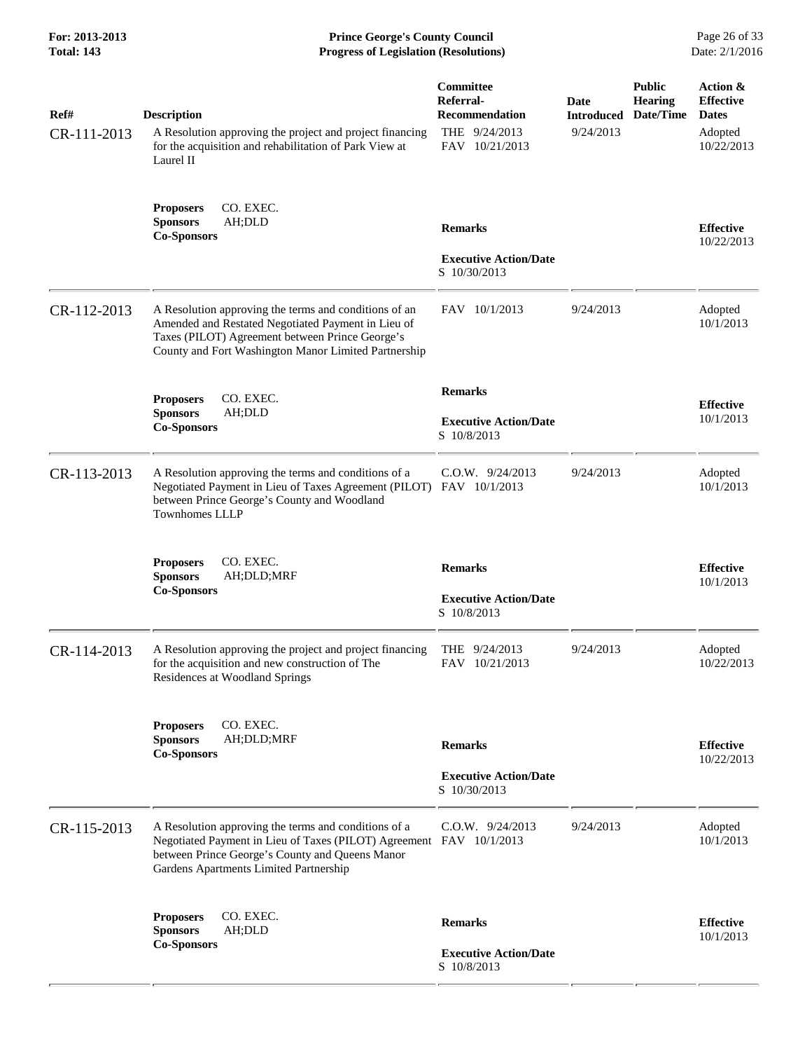| Ref# | Description | Committee Referral-Recommendation | Date Introduced | Public Hearing Date/Time | Action & Effective Dates |
|---|---|---|---|---|---|
| CR-111-2013 | A Resolution approving the project and project financing for the acquisition and rehabilitation of Park View at Laurel II | THE 9/24/2013<br>FAV 10/21/2013 | 9/24/2013 | | Adopted 10/22/2013 |
| | **Proposers** CO. EXEC.<br>**Sponsors** AH;DLD<br>**Co-Sponsors** | **Remarks**<br><br>**Executive Action/Date**<br>S 10/30/2013 | | | **Effective** 10/22/2013 |
| CR-112-2013 | A Resolution approving the terms and conditions of an Amended and Restated Negotiated Payment in Lieu of Taxes (PILOT) Agreement between Prince George's County and Fort Washington Manor Limited Partnership | FAV 10/1/2013 | 9/24/2013 | | Adopted 10/1/2013 |
| | **Proposers** CO. EXEC.<br>**Sponsors** AH;DLD<br>**Co-Sponsors** | **Remarks**<br><br>**Executive Action/Date**<br>S 10/8/2013 | | | **Effective** 10/1/2013 |
| CR-113-2013 | A Resolution approving the terms and conditions of a Negotiated Payment in Lieu of Taxes Agreement (PILOT) between Prince George's County and Woodland Townhomes LLLP | C.O.W. 9/24/2013<br>FAV 10/1/2013 | 9/24/2013 | | Adopted 10/1/2013 |
| | **Proposers** CO. EXEC.<br>**Sponsors** AH;DLD;MRF<br>**Co-Sponsors** | **Remarks**<br><br>**Executive Action/Date**<br>S 10/8/2013 | | | **Effective** 10/1/2013 |
| CR-114-2013 | A Resolution approving the project and project financing for the acquisition and new construction of The Residences at Woodland Springs | THE 9/24/2013<br>FAV 10/21/2013 | 9/24/2013 | | Adopted 10/22/2013 |
| | **Proposers** CO. EXEC.<br>**Sponsors** AH;DLD;MRF<br>**Co-Sponsors** | **Remarks**<br><br>**Executive Action/Date**<br>S 10/30/2013 | | | **Effective** 10/22/2013 |
| CR-115-2013 | A Resolution approving the terms and conditions of a Negotiated Payment in Lieu of Taxes (PILOT) Agreement between Prince George's County and Queens Manor Gardens Apartments Limited Partnership | C.O.W. 9/24/2013<br>FAV 10/1/2013 | 9/24/2013 | | Adopted 10/1/2013 |
| | **Proposers** CO. EXEC.<br>**Sponsors** AH;DLD<br>**Co-Sponsors** | **Remarks**<br><br>**Executive Action/Date**<br>S 10/8/2013 | | | **Effective** 10/1/2013 |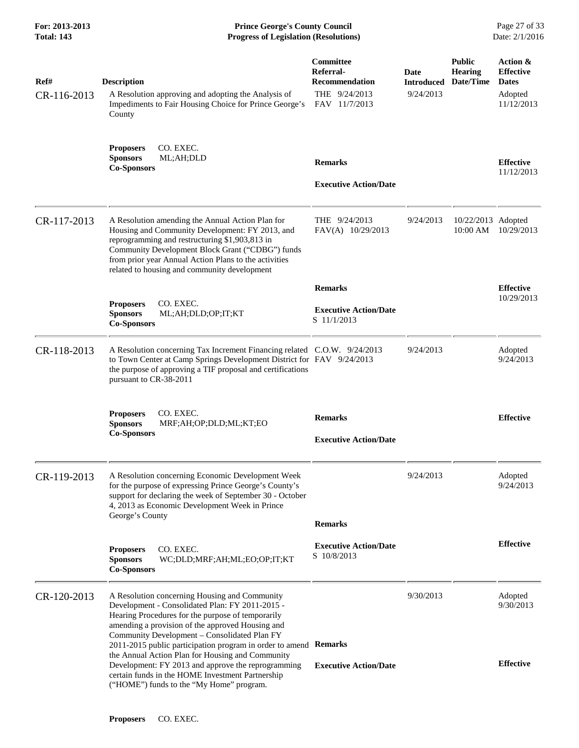| Ref# | Description | Committee Referral-Recommendation | Date Introduced | Public Hearing Date/Time | Action & Effective Dates |
|---|---|---|---|---|---|
| CR-116-2013 | A Resolution approving and adopting the Analysis of Impediments to Fair Housing Choice for Prince George's County | THE 9/24/2013<br>FAV 11/7/2013 | 9/24/2013 | | Adopted 11/12/2013 |
| | **Proposers** CO. EXEC.<br>**Sponsors** ML;AH;DLD<br>**Co-Sponsors** | **Remarks**<br><br>**Executive Action/Date** | | | **Effective** 11/12/2013 |
| CR-117-2013 | A Resolution amending the Annual Action Plan for Housing and Community Development: FY 2013, and reprogramming and restructuring $1,903,813 in Community Development Block Grant ("CDBG") funds from prior year Annual Action Plans to the activities related to housing and community development | THE 9/24/2013<br>FAV(A) 10/29/2013 | 9/24/2013 | 10/22/2013 10:00 AM | Adopted 10/29/2013 |
| | **Proposers** CO. EXEC.<br>**Sponsors** ML;AH;DLD;OP;IT;KT<br>**Co-Sponsors** | **Remarks**<br><br>**Executive Action/Date**<br>S 11/1/2013 | | | **Effective** 10/29/2013 |
| CR-118-2013 | A Resolution concerning Tax Increment Financing related to Town Center at Camp Springs Development District for the purpose of approving a TIF proposal and certifications pursuant to CR-38-2011 | C.O.W. 9/24/2013<br>FAV 9/24/2013 | 9/24/2013 | | Adopted 9/24/2013 |
| | **Proposers** CO. EXEC.<br>**Sponsors** MRF;AH;OP;DLD;ML;KT;EO<br>**Co-Sponsors** | **Remarks**<br><br>**Executive Action/Date** | | | **Effective** |
| CR-119-2013 | A Resolution concerning Economic Development Week for the purpose of expressing Prince George's County's support for declaring the week of September 30 - October 4, 2013 as Economic Development Week in Prince George's County | | 9/24/2013 | | Adopted 9/24/2013 |
| | **Proposers** CO. EXEC.<br>**Sponsors** WC;DLD;MRF;AH;ML;EO;OP;IT;KT<br>**Co-Sponsors** | **Remarks**<br><br>**Executive Action/Date**<br>S 10/8/2013 | | | **Effective** |
| CR-120-2013 | A Resolution concerning Housing and Community Development - Consolidated Plan: FY 2011-2015 - Hearing Procedures for the purpose of temporarily amending a provision of the approved Housing and Community Development – Consolidated Plan FY 2011-2015 public participation program in order to amend the Annual Action Plan for Housing and Community Development: FY 2013 and approve the reprogramming certain funds in the HOME Investment Partnership ("HOME") funds to the "My Home" program. | **Remarks**<br><br>**Executive Action/Date** | 9/30/2013 | | Adopted 9/30/2013<br><br>**Effective** |
| | **Proposers** CO. EXEC. | | | | |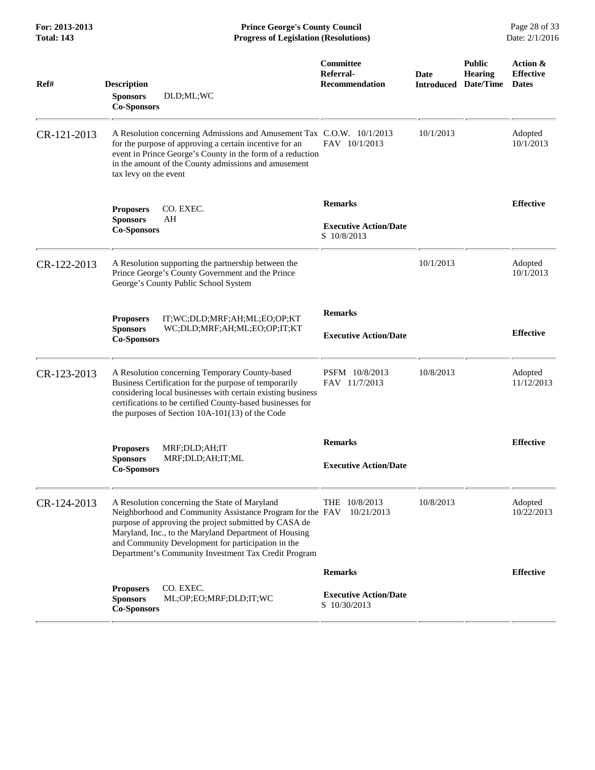| Ref# | Description | Committee Referral-Recommendation | Date Introduced | Public Hearing Date/Time | Action & Effective Dates |
|---|---|---|---|---|---|
| | **Sponsors** DLD;ML;WC<br>**Co-Sponsors** | | | | |
| CR-121-2013 | A Resolution concerning Admissions and Amusement Tax for the purpose of approving a certain incentive for an event in Prince George's County in the form of a reduction in the amount of the County admissions and amusement tax levy on the event | C.O.W. 10/1/2013<br>FAV 10/1/2013 | 10/1/2013 | | Adopted 10/1/2013 |
| | **Proposers** CO. EXEC.<br>**Sponsors** AH<br>**Co-Sponsors** | **Remarks**<br><br>**Executive Action/Date**<br>S 10/8/2013 | | | **Effective** |
| CR-122-2013 | A Resolution supporting the partnership between the Prince George's County Government and the Prince George's County Public School System | | 10/1/2013 | | Adopted 10/1/2013 |
| | **Proposers** IT;WC;DLD;MRF;AH;ML;EO;OP;KT<br>**Sponsors** WC;DLD;MRF;AH;ML;EO;OP;IT;KT<br>**Co-Sponsors** | **Remarks**<br><br>**Executive Action/Date** | | | **Effective** |
| CR-123-2013 | A Resolution concerning Temporary County-based Business Certification for the purpose of temporarily considering local businesses with certain existing business certifications to be certified County-based businesses for the purposes of Section 10A-101(13) of the Code | PSFM 10/8/2013<br>FAV 11/7/2013 | 10/8/2013 | | Adopted 11/12/2013 |
| | **Proposers** MRF;DLD;AH;IT<br>**Sponsors** MRF;DLD;AH;IT;ML<br>**Co-Sponsors** | **Remarks**<br><br>**Executive Action/Date** | | | **Effective** |
| CR-124-2013 | A Resolution concerning the State of Maryland Neighborhood and Community Assistance Program for the purpose of approving the project submitted by CASA de Maryland, Inc., to the Maryland Department of Housing and Community Development for participation in the Department's Community Investment Tax Credit Program | THE 10/8/2013<br>FAV 10/21/2013 | 10/8/2013 | | Adopted 10/22/2013 |
| | **Proposers** CO. EXEC.<br>**Sponsors** ML;OP;EO;MRF;DLD;IT;WC<br>**Co-Sponsors** | **Remarks**<br><br>**Executive Action/Date**<br>S 10/30/2013 | | | **Effective** |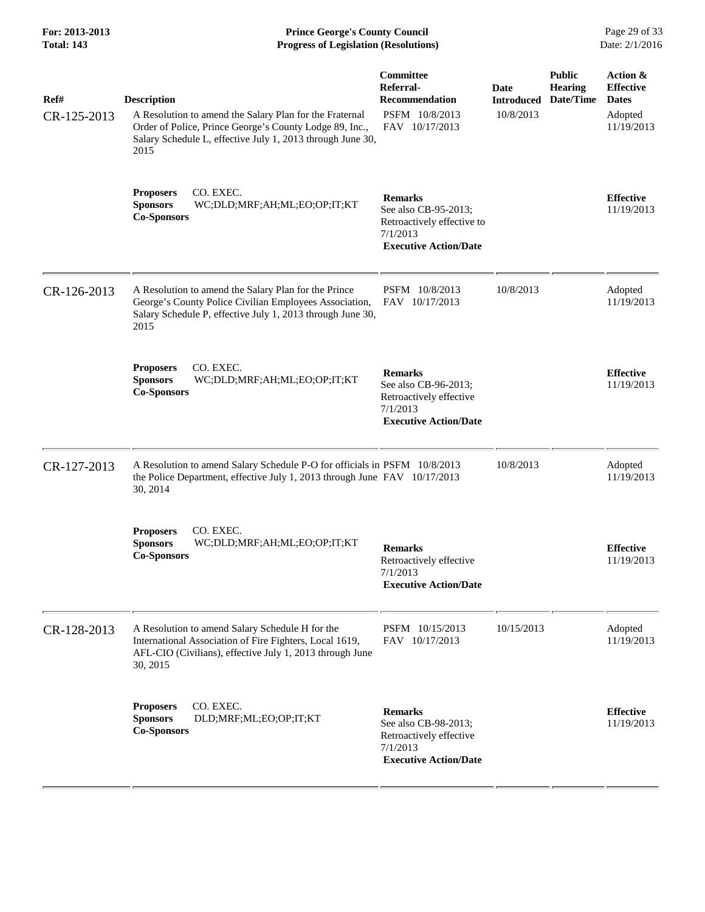| Ref# | Description | Committee Referral-Recommendation | Date Introduced | Public Hearing Date/Time | Action & Effective Dates |
|---|---|---|---|---|---|
| CR-125-2013 | A Resolution to amend the Salary Plan for the Fraternal Order of Police, Prince George's County Lodge 89, Inc., Salary Schedule L, effective July 1, 2013 through June 30, 2015 | PSFM 10/8/2013<br>FAV 10/17/2013 | 10/8/2013 | | Adopted 11/19/2013 |
| | **Proposers** CO. EXEC.<br>**Sponsors** WC;DLD;MRF;AH;ML;EO;OP;IT;KT<br>**Co-Sponsors** | **Remarks**<br>See also CB-95-2013; Retroactively effective to 7/1/2013<br>**Executive Action/Date** | | | **Effective** 11/19/2013 |
| CR-126-2013 | A Resolution to amend the Salary Plan for the Prince George's County Police Civilian Employees Association, Salary Schedule P, effective July 1, 2013 through June 30, 2015 | PSFM 10/8/2013<br>FAV 10/17/2013 | 10/8/2013 | | Adopted 11/19/2013 |
| | **Proposers** CO. EXEC.<br>**Sponsors** WC;DLD;MRF;AH;ML;EO;OP;IT;KT<br>**Co-Sponsors** | **Remarks**<br>See also CB-96-2013; Retroactively effective 7/1/2013<br>**Executive Action/Date** | | | **Effective** 11/19/2013 |
| CR-127-2013 | A Resolution to amend Salary Schedule P-O for officials in the Police Department, effective July 1, 2013 through June 30, 2014 | PSFM 10/8/2013<br>FAV 10/17/2013 | 10/8/2013 | | Adopted 11/19/2013 |
| | **Proposers** CO. EXEC.<br>**Sponsors** WC;DLD;MRF;AH;ML;EO;OP;IT;KT<br>**Co-Sponsors** | **Remarks**<br>Retroactively effective 7/1/2013<br>**Executive Action/Date** | | | **Effective** 11/19/2013 |
| CR-128-2013 | A Resolution to amend Salary Schedule H for the International Association of Fire Fighters, Local 1619, AFL-CIO (Civilians), effective July 1, 2013 through June 30, 2015 | PSFM 10/15/2013<br>FAV 10/17/2013 | 10/15/2013 | | Adopted 11/19/2013 |
| | **Proposers** CO. EXEC.<br>**Sponsors** DLD;MRF;ML;EO;OP;IT;KT<br>**Co-Sponsors** | **Remarks**<br>See also CB-98-2013; Retroactively effective 7/1/2013<br>**Executive Action/Date** | | | **Effective** 11/19/2013 |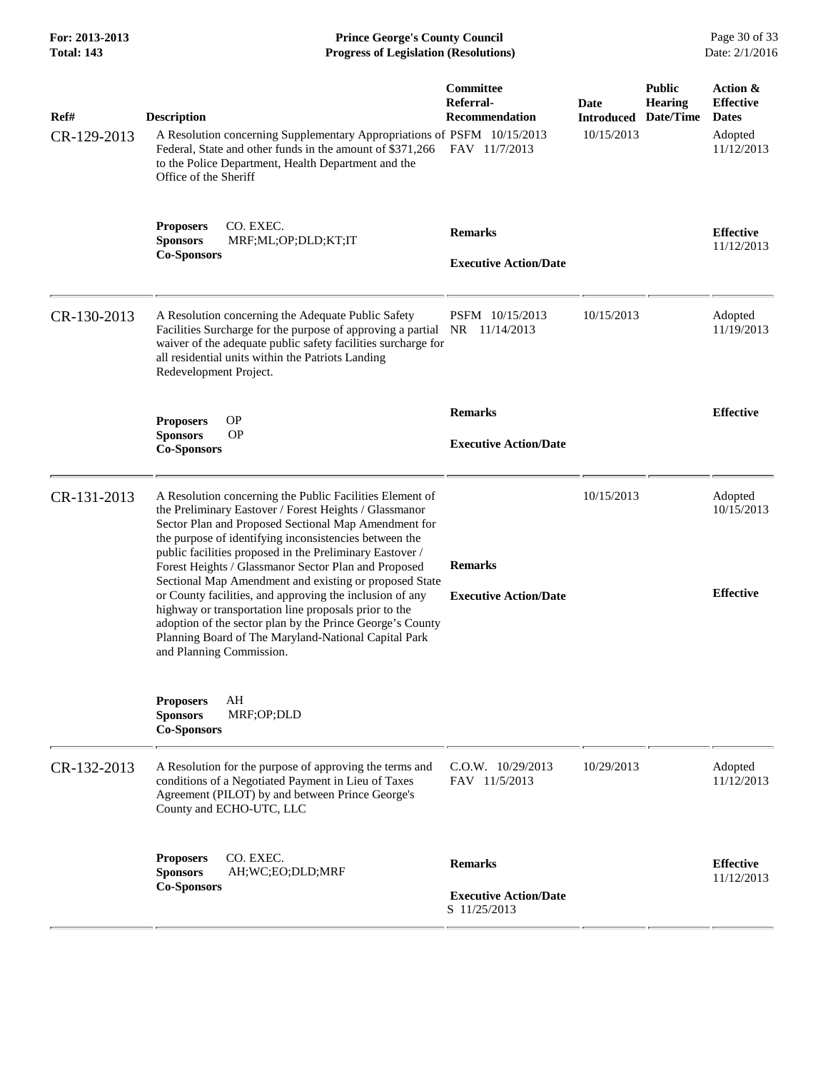| Ref# | Description | Committee Referral-Recommendation | Date Introduced | Public Hearing Date/Time | Action & Effective Dates |
|---|---|---|---|---|---|
| CR-129-2013 | A Resolution concerning Supplementary Appropriations of Federal, State and other funds in the amount of $371,266 to the Police Department, Health Department and the Office of the Sheriff | PSFM 10/15/2013<br>FAV 11/7/2013 | 10/15/2013 | | Adopted 11/12/2013 |
| | **Proposers** CO. EXEC.<br>**Sponsors** MRF;ML;OP;DLD;KT;IT<br>**Co-Sponsors** | **Remarks**<br><br>**Executive Action/Date** | | | **Effective** 11/12/2013 |
| CR-130-2013 | A Resolution concerning the Adequate Public Safety Facilities Surcharge for the purpose of approving a partial waiver of the adequate public safety facilities surcharge for all residential units within the Patriots Landing Redevelopment Project. | PSFM 10/15/2013<br>NR 11/14/2013 | 10/15/2013 | | Adopted 11/19/2013 |
| | **Proposers** OP<br>**Sponsors** OP<br>**Co-Sponsors** | **Remarks**<br><br>**Executive Action/Date** | | | **Effective** |
| CR-131-2013 | A Resolution concerning the Public Facilities Element of the Preliminary Eastover / Forest Heights / Glassmanor Sector Plan and Proposed Sectional Map Amendment for the purpose of identifying inconsistencies between the public facilities proposed in the Preliminary Eastover / Forest Heights / Glassmanor Sector Plan and Proposed Sectional Map Amendment and existing or proposed State or County facilities, and approving the inclusion of any highway or transportation line proposals prior to the adoption of the sector plan by the Prince George's County Planning Board of The Maryland-National Capital Park and Planning Commission. | | 10/15/2013 | | Adopted 10/15/2013 |
| | **Proposers** AH<br>**Sponsors** MRF;OP;DLD<br>**Co-Sponsors** | **Remarks**<br><br>**Executive Action/Date** | | | **Effective** |
| CR-132-2013 | A Resolution for the purpose of approving the terms and conditions of a Negotiated Payment in Lieu of Taxes Agreement (PILOT) by and between Prince George's County and ECHO-UTC, LLC | C.O.W. 10/29/2013<br>FAV 11/5/2013 | 10/29/2013 | | Adopted 11/12/2013 |
| | **Proposers** CO. EXEC.<br>**Sponsors** AH;WC;EO;DLD;MRF<br>**Co-Sponsors** | **Remarks**<br><br>**Executive Action/Date**<br>S 11/25/2013 | | | **Effective** 11/12/2013 |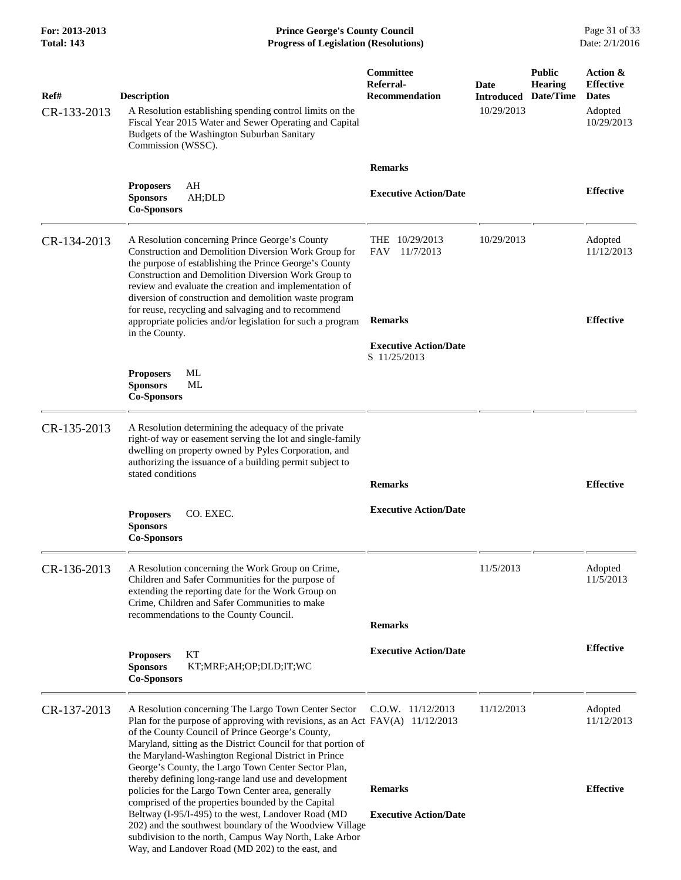| Ref# | Description | Committee Referral-Recommendation | Date Introduced | Public Hearing Date/Time | Action & Effective Dates |
|---|---|---|---|---|---|
| CR-133-2013 | A Resolution establishing spending control limits on the Fiscal Year 2015 Water and Sewer Operating and Capital Budgets of the Washington Suburban Sanitary Commission (WSSC). | | 10/29/2013 | | Adopted 10/29/2013 |
| | | **Remarks** | | | |
| | **Proposers** AH<br>**Sponsors** AH;DLD<br>**Co-Sponsors** | **Executive Action/Date** | | | **Effective** |
| CR-134-2013 | A Resolution concerning Prince George's County Construction and Demolition Diversion Work Group for the purpose of establishing the Prince George's County Construction and Demolition Diversion Work Group to review and evaluate the creation and implementation of diversion of construction and demolition waste program for reuse, recycling and salvaging and to recommend appropriate policies and/or legislation for such a program in the County. | THE 10/29/2013<br>FAV 11/7/2013 | 10/29/2013 | | Adopted 11/12/2013 |
| | | **Remarks** | | | **Effective** |
| | | **Executive Action/Date**<br>S 11/25/2013 | | | |
| | **Proposers** ML<br>**Sponsors** ML<br>**Co-Sponsors** | | | | |
| CR-135-2013 | A Resolution determining the adequacy of the private right-of way or easement serving the lot and single-family dwelling on property owned by Pyles Corporation, and authorizing the issuance of a building permit subject to stated conditions | | | | |
| | | **Remarks** | | | **Effective** |
| | **Proposers** CO. EXEC.<br>**Sponsors**<br>**Co-Sponsors** | **Executive Action/Date** | | | |
| CR-136-2013 | A Resolution concerning the Work Group on Crime, Children and Safer Communities for the purpose of extending the reporting date for the Work Group on Crime, Children and Safer Communities to make recommendations to the County Council. | | 11/5/2013 | | Adopted 11/5/2013 |
| | | **Remarks** | | | |
| | **Proposers** KT<br>**Sponsors** KT;MRF;AH;OP;DLD;IT;WC<br>**Co-Sponsors** | **Executive Action/Date** | | | **Effective** |
| CR-137-2013 | A Resolution concerning The Largo Town Center Sector Plan for the purpose of approving with revisions, as an Act of the County Council of Prince George's County, Maryland, sitting as the District Council for that portion of the Maryland-Washington Regional District in Prince George's County, the Largo Town Center Sector Plan, thereby defining long-range land use and development policies for the Largo Town Center area, generally comprised of the properties bounded by the Capital Beltway (I-95/I-495) to the west, Landover Road (MD 202) and the southwest boundary of the Woodview Village subdivision to the north, Campus Way North, Lake Arbor Way, and Landover Road (MD 202) to the east, and | C.O.W. 11/12/2013<br>FAV(A) 11/12/2013 | 11/12/2013 | | Adopted 11/12/2013 |
| | | **Remarks** | | | **Effective** |
| | | **Executive Action/Date** | | | |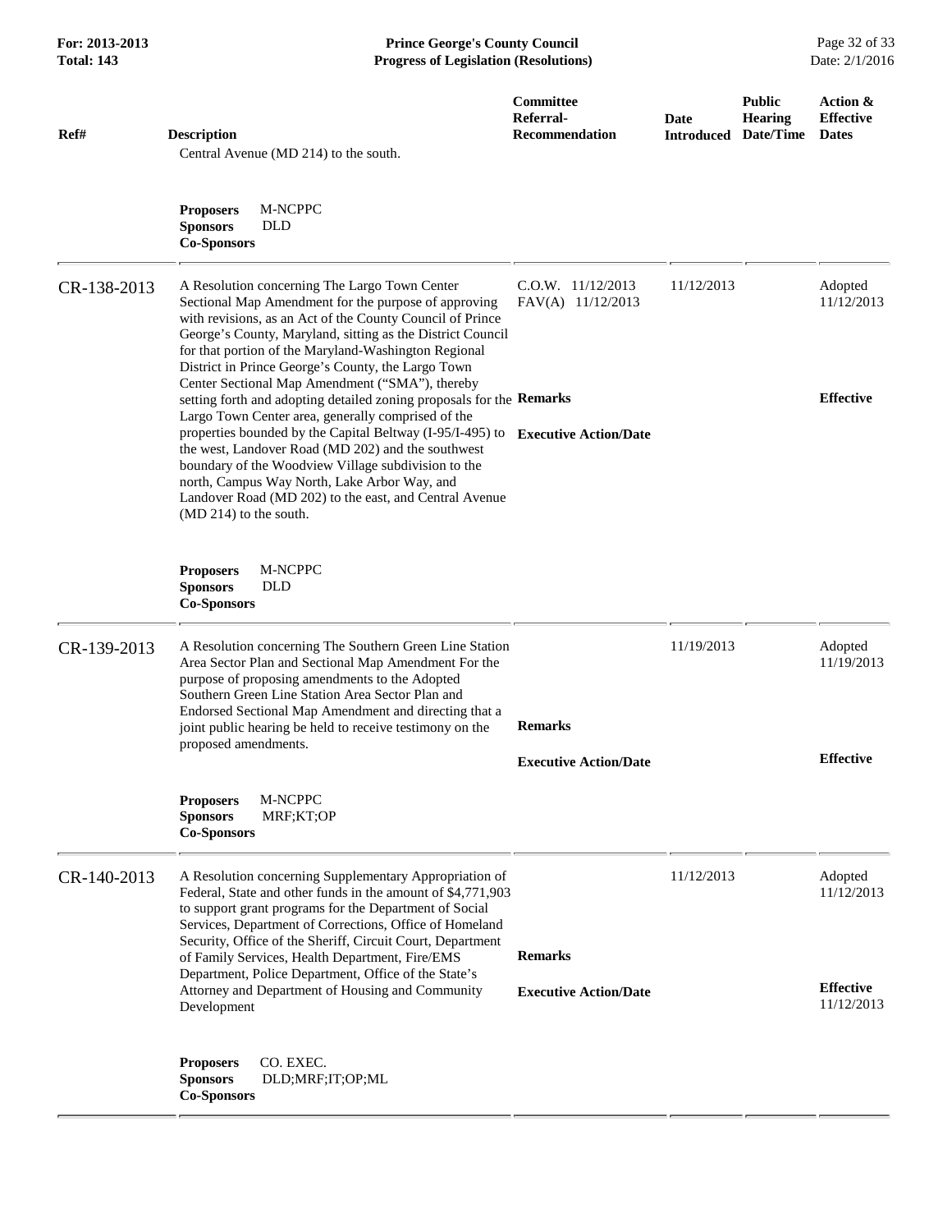| Ref# | Description | Committee Referral-Recommendation | Date Introduced | Public Hearing Date/Time | Action & Effective Dates |
|---|---|---|---|---|---|
| | Central Avenue (MD 214) to the south.<br><br>**Proposers** M-NCPPC<br>**Sponsors** DLD<br>**Co-Sponsors** | | | | |
| CR-138-2013 | A Resolution concerning The Largo Town Center Sectional Map Amendment for the purpose of approving with revisions, as an Act of the County Council of Prince George's County, Maryland, sitting as the District Council for that portion of the Maryland-Washington Regional District in Prince George's County, the Largo Town Center Sectional Map Amendment ("SMA"), thereby setting forth and adopting detailed zoning proposals for the Largo Town Center area, generally comprised of the properties bounded by the Capital Beltway (I-95/I-495) to the west, Landover Road (MD 202) and the southwest boundary of the Woodview Village subdivision to the north, Campus Way North, Lake Arbor Way, and Landover Road (MD 202) to the east, and Central Avenue (MD 214) to the south.<br><br>**Proposers** M-NCPPC<br>**Sponsors** DLD<br>**Co-Sponsors** | C.O.W. 11/12/2013<br>FAV(A) 11/12/2013<br><br>**Remarks**<br><br>**Executive Action/Date** | 11/12/2013 | | Adopted<br>11/12/2013<br><br>**Effective** |
| CR-139-2013 | A Resolution concerning The Southern Green Line Station Area Sector Plan and Sectional Map Amendment For the purpose of proposing amendments to the Adopted Southern Green Line Station Area Sector Plan and Endorsed Sectional Map Amendment and directing that a joint public hearing be held to receive testimony on the proposed amendments.<br><br>**Proposers** M-NCPPC<br>**Sponsors** MRF;KT;OP<br>**Co-Sponsors** | **Remarks**<br><br>**Executive Action/Date** | 11/19/2013 | | Adopted<br>11/19/2013<br><br>**Effective** |
| CR-140-2013 | A Resolution concerning Supplementary Appropriation of Federal, State and other funds in the amount of $4,771,903 to support grant programs for the Department of Social Services, Department of Corrections, Office of Homeland Security, Office of the Sheriff, Circuit Court, Department of Family Services, Health Department, Fire/EMS Department, Police Department, Office of the State's Attorney and Department of Housing and Community Development<br><br>**Proposers** CO. EXEC.<br>**Sponsors** DLD;MRF;IT;OP;ML<br>**Co-Sponsors** | **Remarks**<br><br>**Executive Action/Date** | 11/12/2013 | | Adopted<br>11/12/2013<br><br>**Effective**<br>11/12/2013 |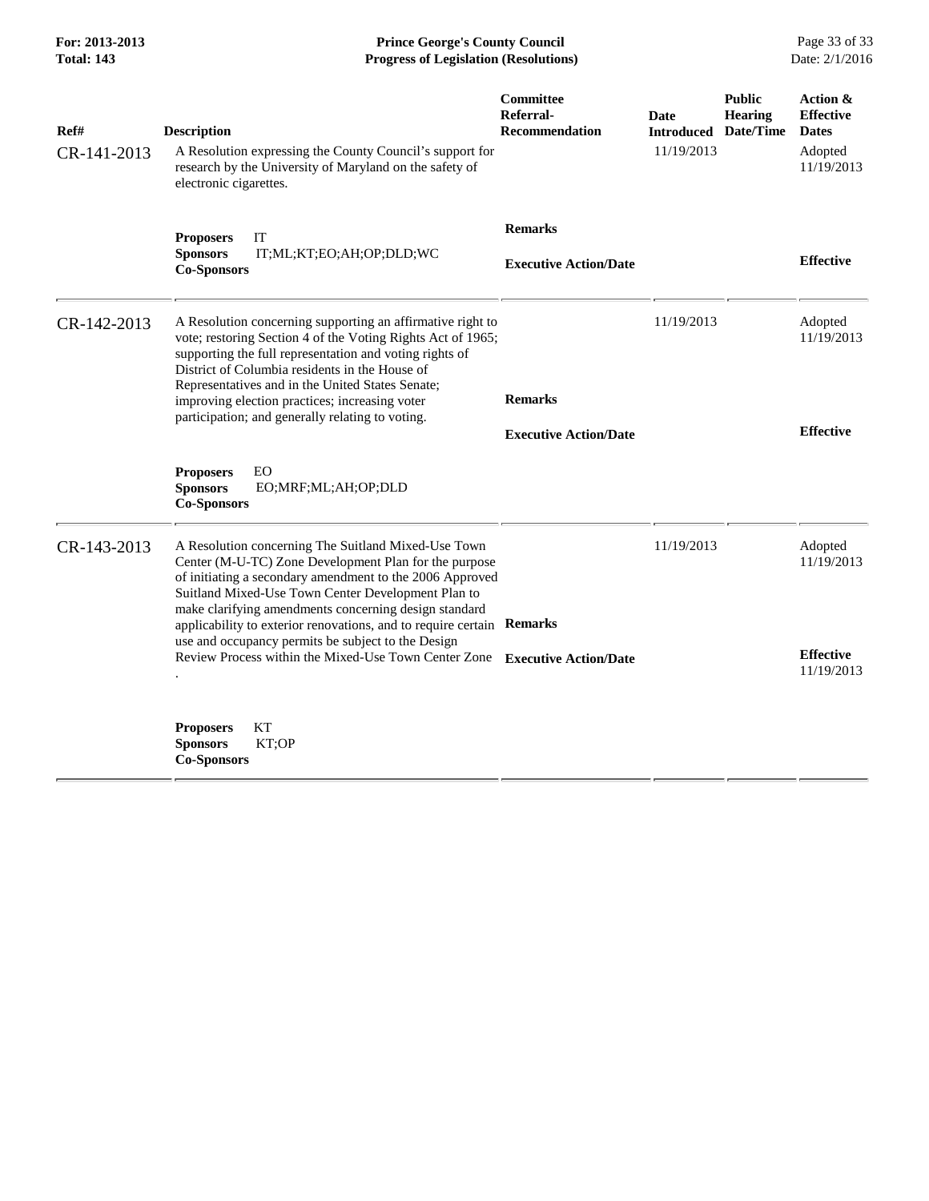| Ref# | Description | Committee Referral-Recommendation | Date Introduced | Public Hearing Date/Time | Action & Effective Dates |
|---|---|---|---|---|---|
| CR-141-2013 | A Resolution expressing the County Council's support for research by the University of Maryland on the safety of electronic cigarettes. | | 11/19/2013 | | Adopted 11/19/2013 |
| | **Proposers** IT<br>**Sponsors** IT;ML;KT;EO;AH;OP;DLD;WC<br>**Co-Sponsors** | **Remarks**<br><br>**Executive Action/Date** | | | **Effective** |
| CR-142-2013 | A Resolution concerning supporting an affirmative right to vote; restoring Section 4 of the Voting Rights Act of 1965; supporting the full representation and voting rights of District of Columbia residents in the House of Representatives and in the United States Senate; improving election practices; increasing voter participation; and generally relating to voting. | | 11/19/2013 | | Adopted 11/19/2013 |
| | **Proposers** EO<br>**Sponsors** EO;MRF;ML;AH;OP;DLD<br>**Co-Sponsors** | **Remarks**<br><br>**Executive Action/Date** | | | **Effective** |
| CR-143-2013 | A Resolution concerning The Suitland Mixed-Use Town Center (M-U-TC) Zone Development Plan for the purpose of initiating a secondary amendment to the 2006 Approved Suitland Mixed-Use Town Center Development Plan to make clarifying amendments concerning design standard applicability to exterior renovations, and to require certain use and occupancy permits be subject to the Design Review Process within the Mixed-Use Town Center Zone . | | 11/19/2013 | | Adopted 11/19/2013 |
| | **Proposers** KT<br>**Sponsors** KT;OP<br>**Co-Sponsors** | **Remarks**<br><br>**Executive Action/Date** | | | **Effective** 11/19/2013 |